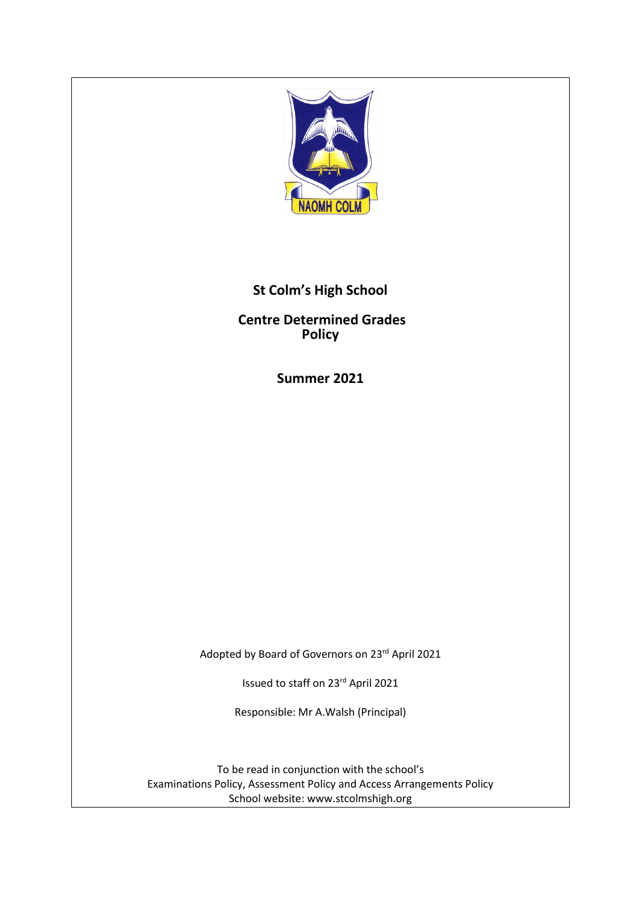# St Colm's High School

## Centre Determined Grades Policy

## Summer 2021

Adopted by Board of Governors on 23rd April 2021

Issued to staff on 23rd April 2021

Responsible: Mr A.Walsh (Principal)

To be read in conjunction with the school's Examinations Policy, Assessment Policy and Access Arrangements Policy
School website: www.stcolmshigh.org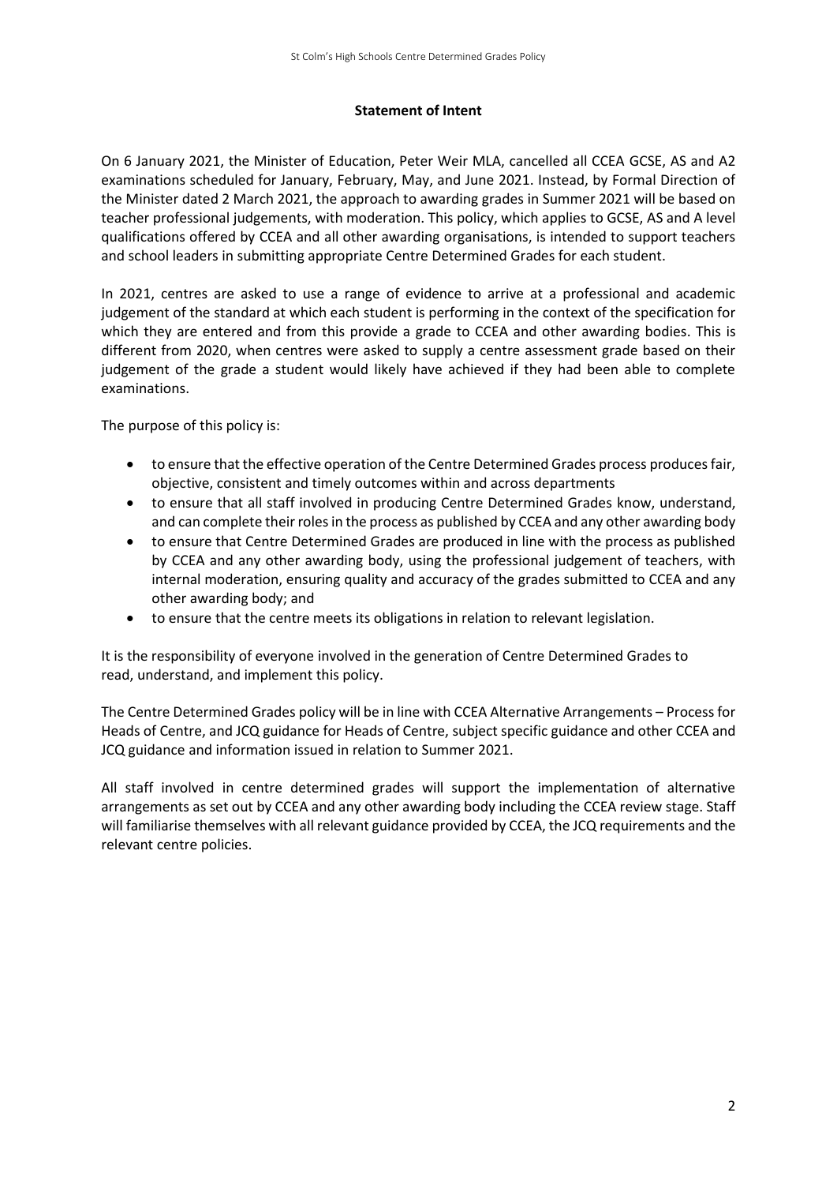## Statement of Intent

On 6 January 2021, the Minister of Education, Peter Weir MLA, cancelled all CCEA GCSE, AS and A2 examinations scheduled for January, February, May, and June 2021. Instead, by Formal Direction of the Minister dated 2 March 2021, the approach to awarding grades in Summer 2021 will be based on teacher professional judgements, with moderation. This policy, which applies to GCSE, AS and A level qualifications offered by CCEA and all other awarding organisations, is intended to support teachers and school leaders in submitting appropriate Centre Determined Grades for each student.

In 2021, centres are asked to use a range of evidence to arrive at a professional and academic judgement of the standard at which each student is performing in the context of the specification for which they are entered and from this provide a grade to CCEA and other awarding bodies. This is different from 2020, when centres were asked to supply a centre assessment grade based on their judgement of the grade a student would likely have achieved if they had been able to complete examinations.

The purpose of this policy is:

- to ensure that the effective operation of the Centre Determined Grades process produces fair, objective, consistent and timely outcomes within and across departments
- to ensure that all staff involved in producing Centre Determined Grades know, understand, and can complete their roles in the process as published by CCEA and any other awarding body
- to ensure that Centre Determined Grades are produced in line with the process as published by CCEA and any other awarding body, using the professional judgement of teachers, with internal moderation, ensuring quality and accuracy of the grades submitted to CCEA and any other awarding body; and
- to ensure that the centre meets its obligations in relation to relevant legislation.

It is the responsibility of everyone involved in the generation of Centre Determined Grades to read, understand, and implement this policy.

The Centre Determined Grades policy will be in line with CCEA Alternative Arrangements – Process for Heads of Centre, and JCQ guidance for Heads of Centre, subject specific guidance and other CCEA and JCQ guidance and information issued in relation to Summer 2021.

All staff involved in centre determined grades will support the implementation of alternative arrangements as set out by CCEA and any other awarding body including the CCEA review stage. Staff will familiarise themselves with all relevant guidance provided by CCEA, the JCQ requirements and the relevant centre policies.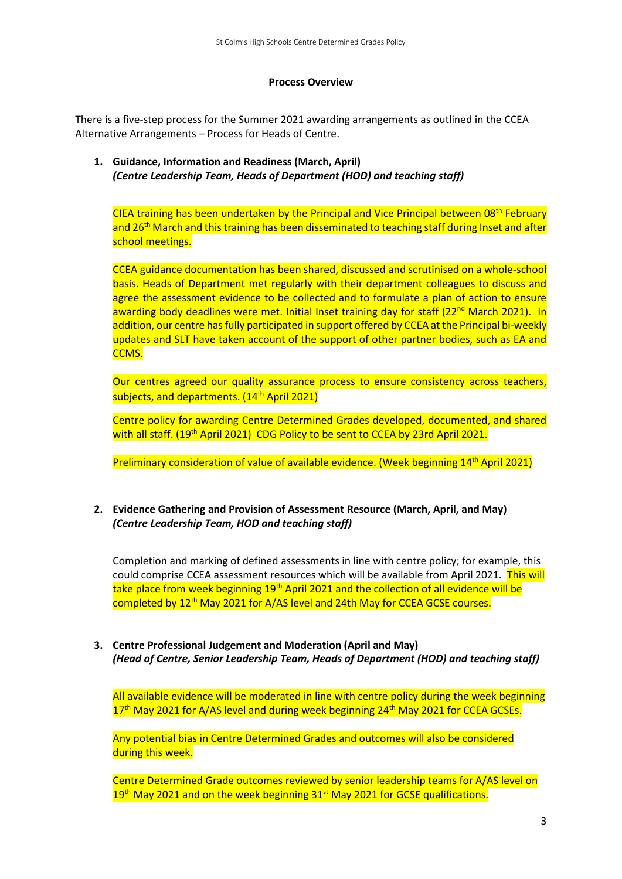**Process Overview**

There is a five-step process for the Summer 2021 awarding arrangements as outlined in the CCEA Alternative Arrangements – Process for Heads of Centre.

1. **Guidance, Information and Readiness (March, April)**
   ***(Centre Leadership Team, Heads of Department (HOD) and teaching staff)***

   CIEA training has been undertaken by the Principal and Vice Principal between 08th February and 26th March and this training has been disseminated to teaching staff during Inset and after school meetings.

   CCEA guidance documentation has been shared, discussed and scrutinised on a whole-school basis. Heads of Department met regularly with their department colleagues to discuss and agree the assessment evidence to be collected and to formulate a plan of action to ensure awarding body deadlines were met. Initial Inset training day for staff (22nd March 2021). In addition, our centre has fully participated in support offered by CCEA at the Principal bi-weekly updates and SLT have taken account of the support of other partner bodies, such as EA and CCMS.

   Our centres agreed our quality assurance process to ensure consistency across teachers, subjects, and departments. (14th April 2021)

   Centre policy for awarding Centre Determined Grades developed, documented, and shared with all staff. (19th April 2021) CDG Policy to be sent to CCEA by 23rd April 2021.

   Preliminary consideration of value of available evidence. (Week beginning 14th April 2021)

2. **Evidence Gathering and Provision of Assessment Resource (March, April, and May)**
   ***(Centre Leadership Team, HOD and teaching staff)***

   Completion and marking of defined assessments in line with centre policy; for example, this could comprise CCEA assessment resources which will be available from April 2021. This will take place from week beginning 19th April 2021 and the collection of all evidence will be completed by 12th May 2021 for A/AS level and 24th May for CCEA GCSE courses.

3. **Centre Professional Judgement and Moderation (April and May)**
   ***(Head of Centre, Senior Leadership Team, Heads of Department (HOD) and teaching staff)***

   All available evidence will be moderated in line with centre policy during the week beginning 17th May 2021 for A/AS level and during week beginning 24th May 2021 for CCEA GCSEs.

   Any potential bias in Centre Determined Grades and outcomes will also be considered during this week.

   Centre Determined Grade outcomes reviewed by senior leadership teams for A/AS level on 19th May 2021 and on the week beginning 31st May 2021 for GCSE qualifications.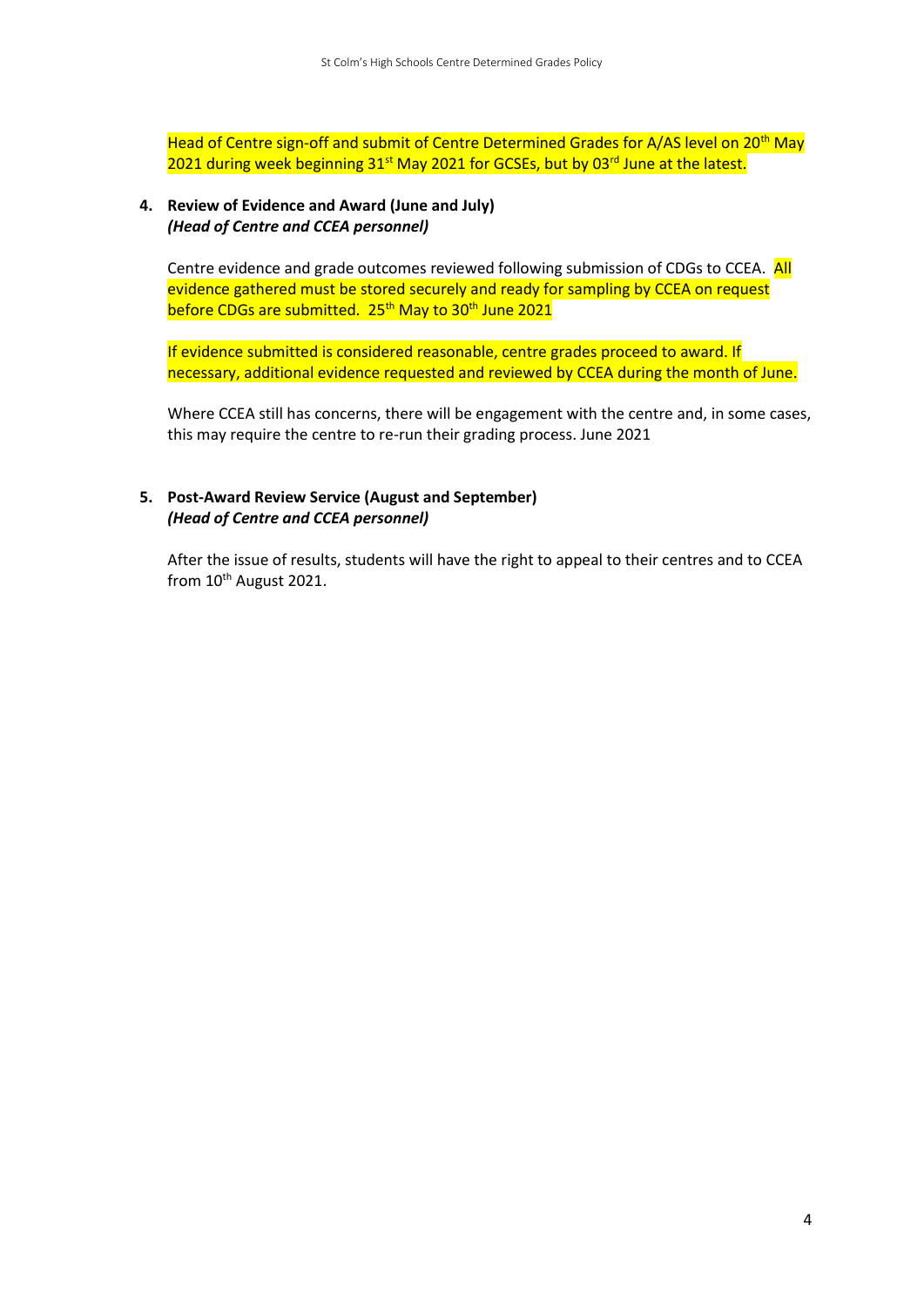Head of Centre sign-off and submit of Centre Determined Grades for A/AS level on 20th May 2021 during week beginning 31st May 2021 for GCSEs, but by 03rd June at the latest.

4. **Review of Evidence and Award (June and July)**
   ***(Head of Centre and CCEA personnel)***

   Centre evidence and grade outcomes reviewed following submission of CDGs to CCEA. All evidence gathered must be stored securely and ready for sampling by CCEA on request before CDGs are submitted. 25th May to 30th June 2021

   If evidence submitted is considered reasonable, centre grades proceed to award. If necessary, additional evidence requested and reviewed by CCEA during the month of June.

   Where CCEA still has concerns, there will be engagement with the centre and, in some cases, this may require the centre to re-run their grading process. June 2021

5. **Post-Award Review Service (August and September)**
   ***(Head of Centre and CCEA personnel)***

   After the issue of results, students will have the right to appeal to their centres and to CCEA from 10th August 2021.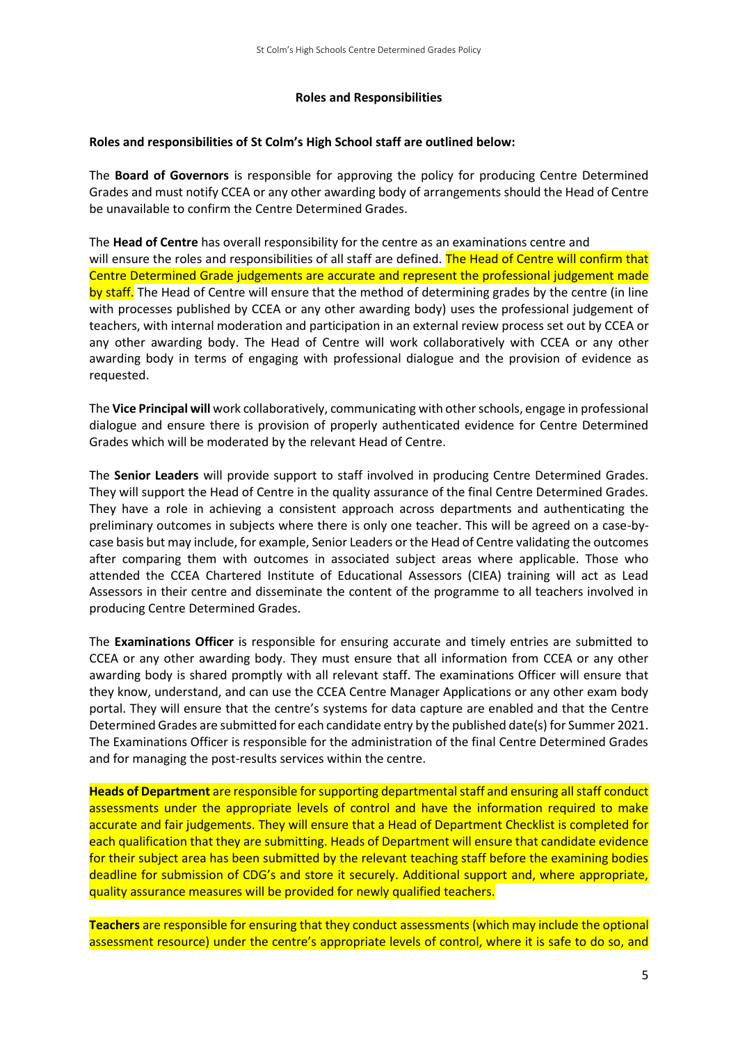## Roles and Responsibilities

**Roles and responsibilities of St Colm's High School staff are outlined below:**

The **Board of Governors** is responsible for approving the policy for producing Centre Determined Grades and must notify CCEA or any other awarding body of arrangements should the Head of Centre be unavailable to confirm the Centre Determined Grades.

The **Head of Centre** has overall responsibility for the centre as an examinations centre and will ensure the roles and responsibilities of all staff are defined. The Head of Centre will confirm that Centre Determined Grade judgements are accurate and represent the professional judgement made by staff. The Head of Centre will ensure that the method of determining grades by the centre (in line with processes published by CCEA or any other awarding body) uses the professional judgement of teachers, with internal moderation and participation in an external review process set out by CCEA or any other awarding body. The Head of Centre will work collaboratively with CCEA or any other awarding body in terms of engaging with professional dialogue and the provision of evidence as requested.

The **Vice Principal will** work collaboratively, communicating with other schools, engage in professional dialogue and ensure there is provision of properly authenticated evidence for Centre Determined Grades which will be moderated by the relevant Head of Centre.

The **Senior Leaders** will provide support to staff involved in producing Centre Determined Grades. They will support the Head of Centre in the quality assurance of the final Centre Determined Grades. They have a role in achieving a consistent approach across departments and authenticating the preliminary outcomes in subjects where there is only one teacher. This will be agreed on a case-by-case basis but may include, for example, Senior Leaders or the Head of Centre validating the outcomes after comparing them with outcomes in associated subject areas where applicable. Those who attended the CCEA Chartered Institute of Educational Assessors (CIEA) training will act as Lead Assessors in their centre and disseminate the content of the programme to all teachers involved in producing Centre Determined Grades.

The **Examinations Officer** is responsible for ensuring accurate and timely entries are submitted to CCEA or any other awarding body. They must ensure that all information from CCEA or any other awarding body is shared promptly with all relevant staff. The examinations Officer will ensure that they know, understand, and can use the CCEA Centre Manager Applications or any other exam body portal. They will ensure that the centre's systems for data capture are enabled and that the Centre Determined Grades are submitted for each candidate entry by the published date(s) for Summer 2021. The Examinations Officer is responsible for the administration of the final Centre Determined Grades and for managing the post-results services within the centre.

**Heads of Department** are responsible for supporting departmental staff and ensuring all staff conduct assessments under the appropriate levels of control and have the information required to make accurate and fair judgements. They will ensure that a Head of Department Checklist is completed for each qualification that they are submitting. Heads of Department will ensure that candidate evidence for their subject area has been submitted by the relevant teaching staff before the examining bodies deadline for submission of CDG's and store it securely. Additional support and, where appropriate, quality assurance measures will be provided for newly qualified teachers.

**Teachers** are responsible for ensuring that they conduct assessments (which may include the optional assessment resource) under the centre's appropriate levels of control, where it is safe to do so, and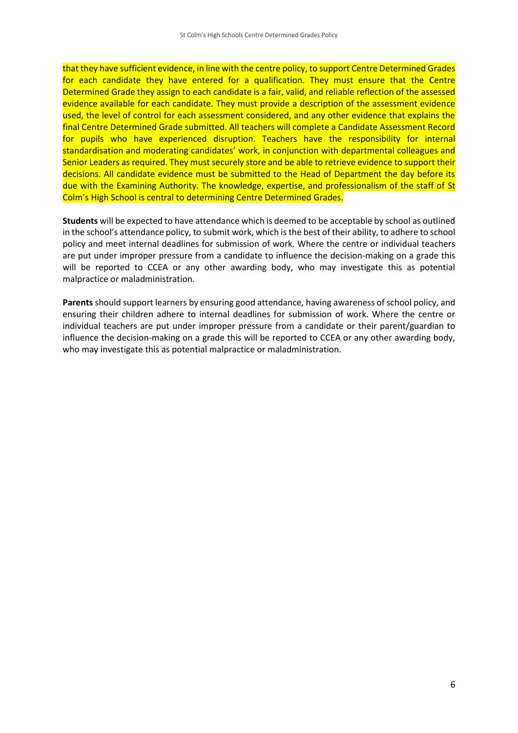that they have sufficient evidence, in line with the centre policy, to support Centre Determined Grades for each candidate they have entered for a qualification. They must ensure that the Centre Determined Grade they assign to each candidate is a fair, valid, and reliable reflection of the assessed evidence available for each candidate. They must provide a description of the assessment evidence used, the level of control for each assessment considered, and any other evidence that explains the final Centre Determined Grade submitted. All teachers will complete a Candidate Assessment Record for pupils who have experienced disruption. Teachers have the responsibility for internal standardisation and moderating candidates' work, in conjunction with departmental colleagues and Senior Leaders as required. They must securely store and be able to retrieve evidence to support their decisions. All candidate evidence must be submitted to the Head of Department the day before its due with the Examining Authority. The knowledge, expertise, and professionalism of the staff of St Colm's High School is central to determining Centre Determined Grades.

**Students** will be expected to have attendance which is deemed to be acceptable by school as outlined in the school's attendance policy, to submit work, which is the best of their ability, to adhere to school policy and meet internal deadlines for submission of work. Where the centre or individual teachers are put under improper pressure from a candidate to influence the decision-making on a grade this will be reported to CCEA or any other awarding body, who may investigate this as potential malpractice or maladministration.

**Parents** should support learners by ensuring good attendance, having awareness of school policy, and ensuring their children adhere to internal deadlines for submission of work. Where the centre or individual teachers are put under improper pressure from a candidate or their parent/guardian to influence the decision-making on a grade this will be reported to CCEA or any other awarding body, who may investigate this as potential malpractice or maladministration.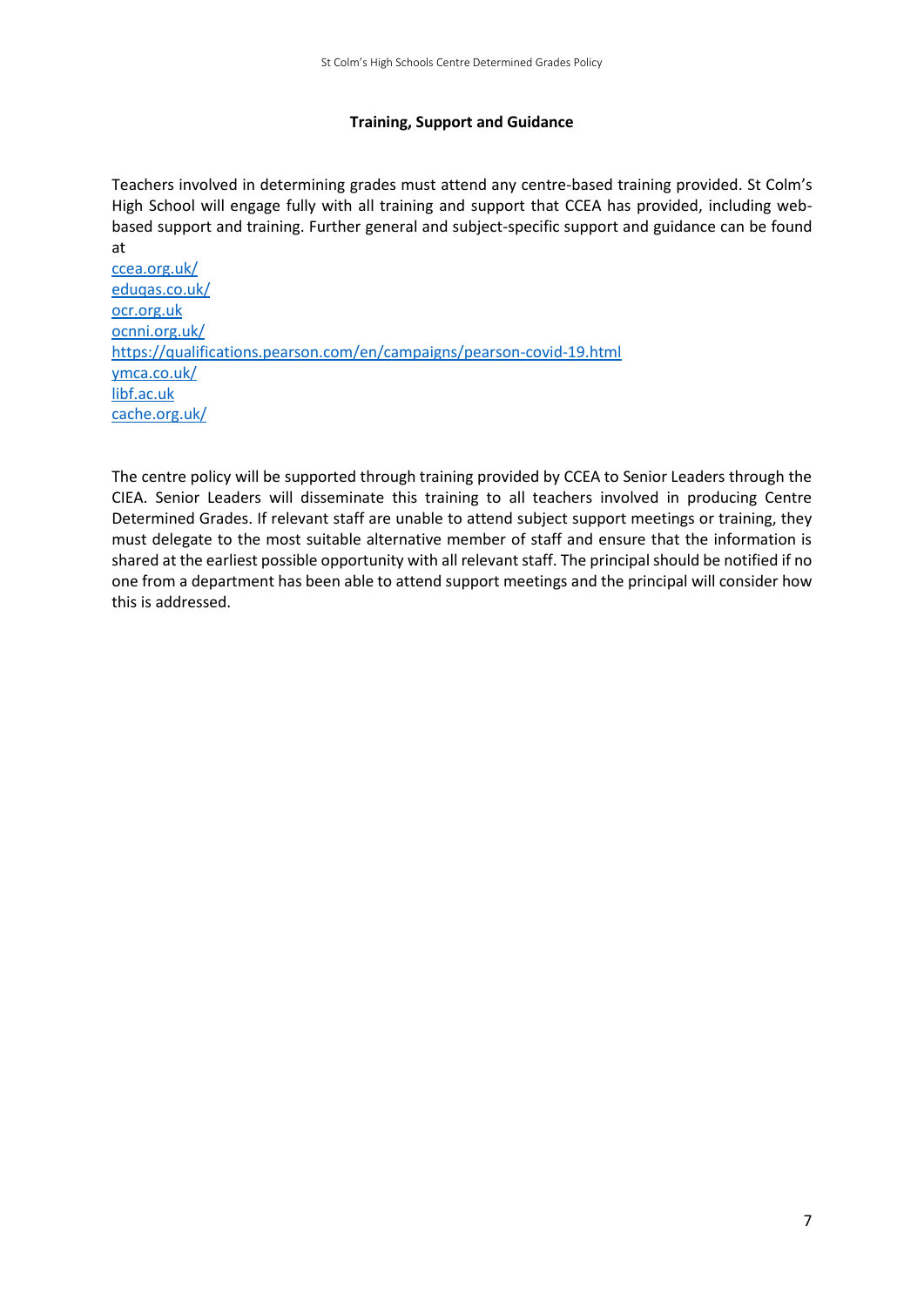**Training, Support and Guidance**

Teachers involved in determining grades must attend any centre-based training provided. St Colm's High School will engage fully with all training and support that CCEA has provided, including web-based support and training. Further general and subject-specific support and guidance can be found at

[ccea.org.uk/](ccea.org.uk/)
[eduqas.co.uk/](eduqas.co.uk/)
[ocr.org.uk](ocr.org.uk)
[ocnni.org.uk/](ocnni.org.uk/)
[https://qualifications.pearson.com/en/campaigns/pearson-covid-19.html](https://qualifications.pearson.com/en/campaigns/pearson-covid-19.html)
[ymca.co.uk/](ymca.co.uk/)
[libf.ac.uk](libf.ac.uk)
[cache.org.uk/](cache.org.uk/)

The centre policy will be supported through training provided by CCEA to Senior Leaders through the CIEA. Senior Leaders will disseminate this training to all teachers involved in producing Centre Determined Grades. If relevant staff are unable to attend subject support meetings or training, they must delegate to the most suitable alternative member of staff and ensure that the information is shared at the earliest possible opportunity with all relevant staff. The principal should be notified if no one from a department has been able to attend support meetings and the principal will consider how this is addressed.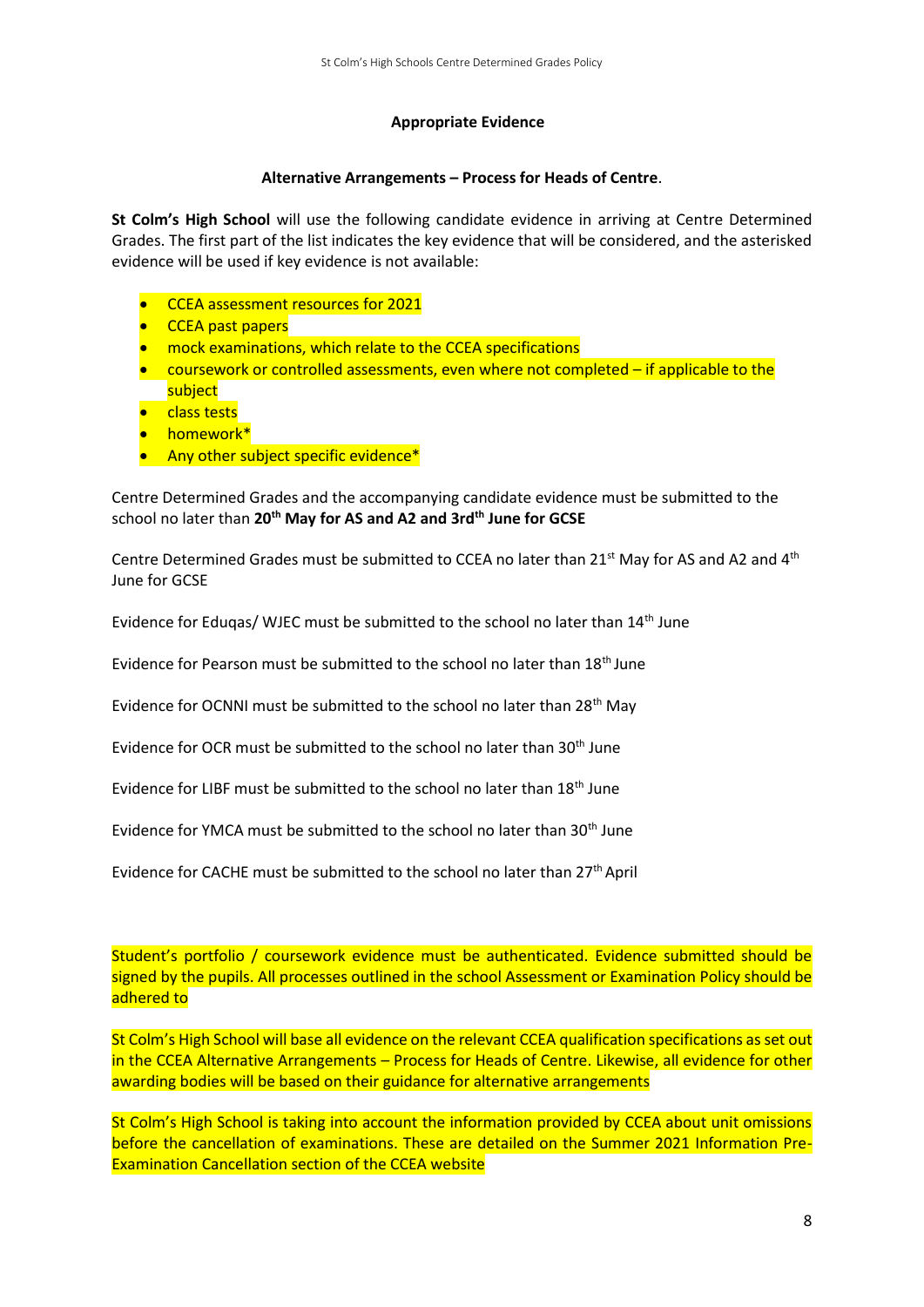**Appropriate Evidence**

**Alternative Arrangements – Process for Heads of Centre**.

**St Colm's High School** will use the following candidate evidence in arriving at Centre Determined Grades. The first part of the list indicates the key evidence that will be considered, and the asterisked evidence will be used if key evidence is not available:

- CCEA assessment resources for 2021
- CCEA past papers
- mock examinations, which relate to the CCEA specifications
- coursework or controlled assessments, even where not completed – if applicable to the subject
- class tests
- homework*
- Any other subject specific evidence*

Centre Determined Grades and the accompanying candidate evidence must be submitted to the school no later than **20th May for AS and A2 and 3rd June for GCSE**

Centre Determined Grades must be submitted to CCEA no later than 21st May for AS and A2 and 4th June for GCSE

Evidence for Eduqas/ WJEC must be submitted to the school no later than 14th June

Evidence for Pearson must be submitted to the school no later than 18th June

Evidence for OCNNI must be submitted to the school no later than 28th May

Evidence for OCR must be submitted to the school no later than 30th June

Evidence for LIBF must be submitted to the school no later than 18th June

Evidence for YMCA must be submitted to the school no later than 30th June

Evidence for CACHE must be submitted to the school no later than 27th April

Student's portfolio / coursework evidence must be authenticated. Evidence submitted should be signed by the pupils. All processes outlined in the school Assessment or Examination Policy should be adhered to

St Colm's High School will base all evidence on the relevant CCEA qualification specifications as set out in the CCEA Alternative Arrangements – Process for Heads of Centre. Likewise, all evidence for other awarding bodies will be based on their guidance for alternative arrangements

St Colm's High School is taking into account the information provided by CCEA about unit omissions before the cancellation of examinations. These are detailed on the Summer 2021 Information Pre-Examination Cancellation section of the CCEA website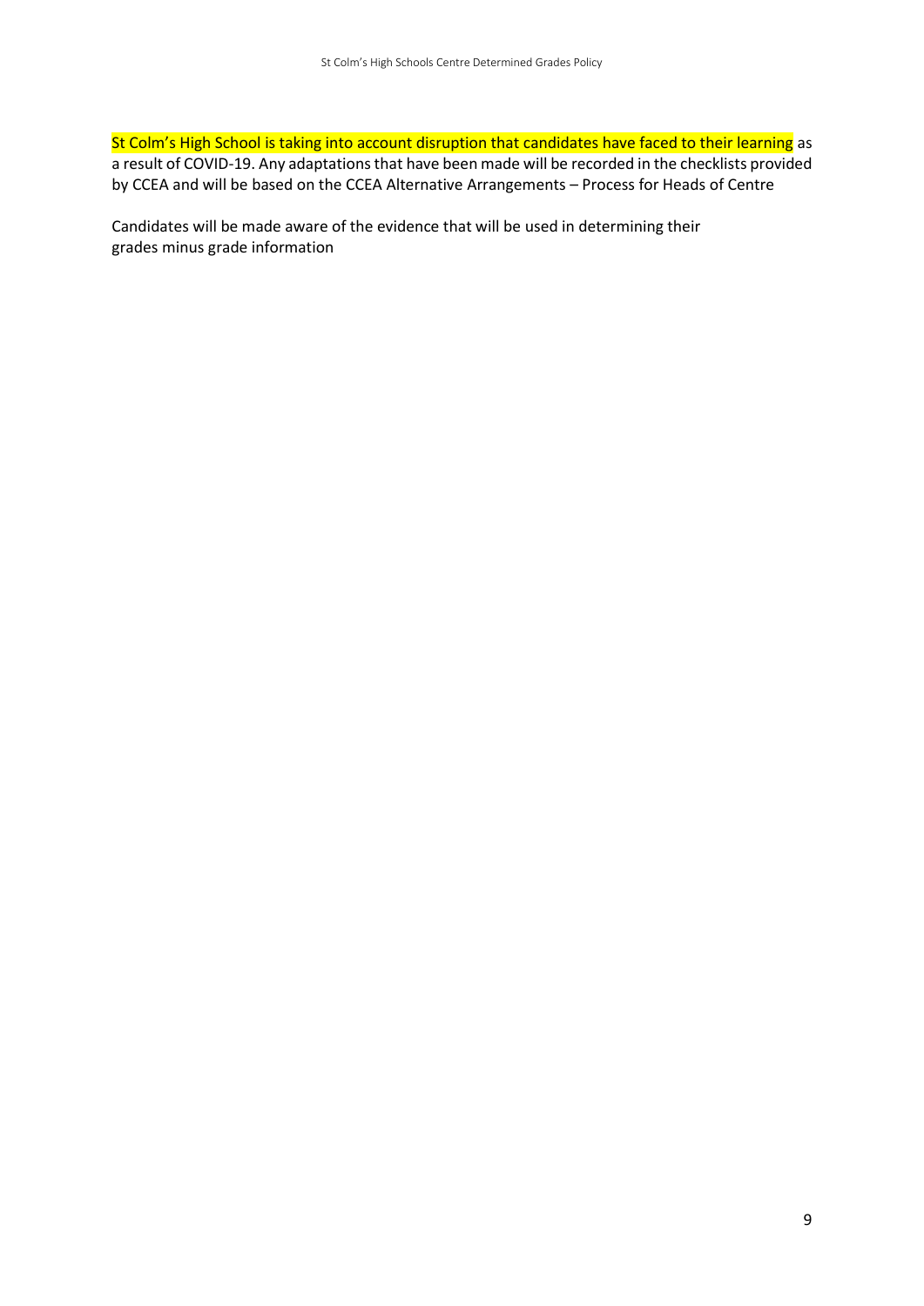St Colm's High School is taking into account disruption that candidates have faced to their learning as a result of COVID-19. Any adaptations that have been made will be recorded in the checklists provided by CCEA and will be based on the CCEA Alternative Arrangements – Process for Heads of Centre

Candidates will be made aware of the evidence that will be used in determining their grades minus grade information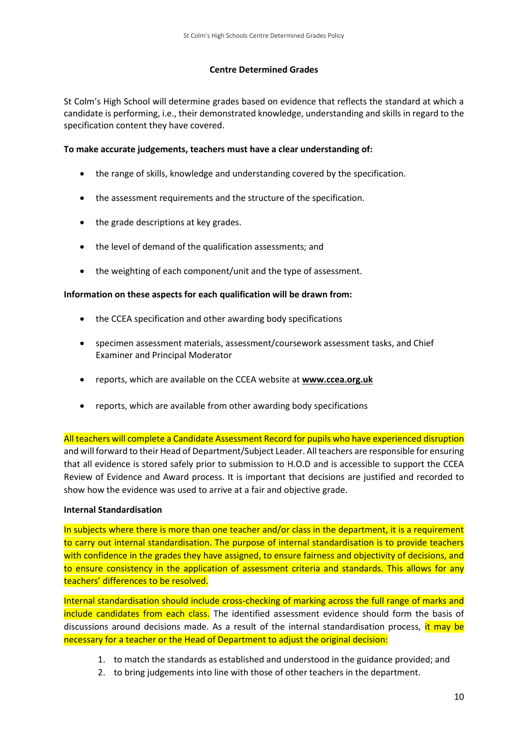**Centre Determined Grades**

St Colm's High School will determine grades based on evidence that reflects the standard at which a candidate is performing, i.e., their demonstrated knowledge, understanding and skills in regard to the specification content they have covered.

**To make accurate judgements, teachers must have a clear understanding of:**

- the range of skills, knowledge and understanding covered by the specification.
- the assessment requirements and the structure of the specification.
- the grade descriptions at key grades.
- the level of demand of the qualification assessments; and
- the weighting of each component/unit and the type of assessment.

**Information on these aspects for each qualification will be drawn from:**

- the CCEA specification and other awarding body specifications
- specimen assessment materials, assessment/coursework assessment tasks, and Chief Examiner and Principal Moderator
- reports, which are available on the CCEA website at **www.ccea.org.uk**
- reports, which are available from other awarding body specifications

All teachers will complete a Candidate Assessment Record for pupils who have experienced disruption and will forward to their Head of Department/Subject Leader. All teachers are responsible for ensuring that all evidence is stored safely prior to submission to H.O.D and is accessible to support the CCEA Review of Evidence and Award process. It is important that decisions are justified and recorded to show how the evidence was used to arrive at a fair and objective grade.

**Internal Standardisation**

In subjects where there is more than one teacher and/or class in the department, it is a requirement to carry out internal standardisation. The purpose of internal standardisation is to provide teachers with confidence in the grades they have assigned, to ensure fairness and objectivity of decisions, and to ensure consistency in the application of assessment criteria and standards. This allows for any teachers' differences to be resolved.

Internal standardisation should include cross-checking of marking across the full range of marks and include candidates from each class. The identified assessment evidence should form the basis of discussions around decisions made. As a result of the internal standardisation process, it may be necessary for a teacher or the Head of Department to adjust the original decision:

1. to match the standards as established and understood in the guidance provided; and
2. to bring judgements into line with those of other teachers in the department.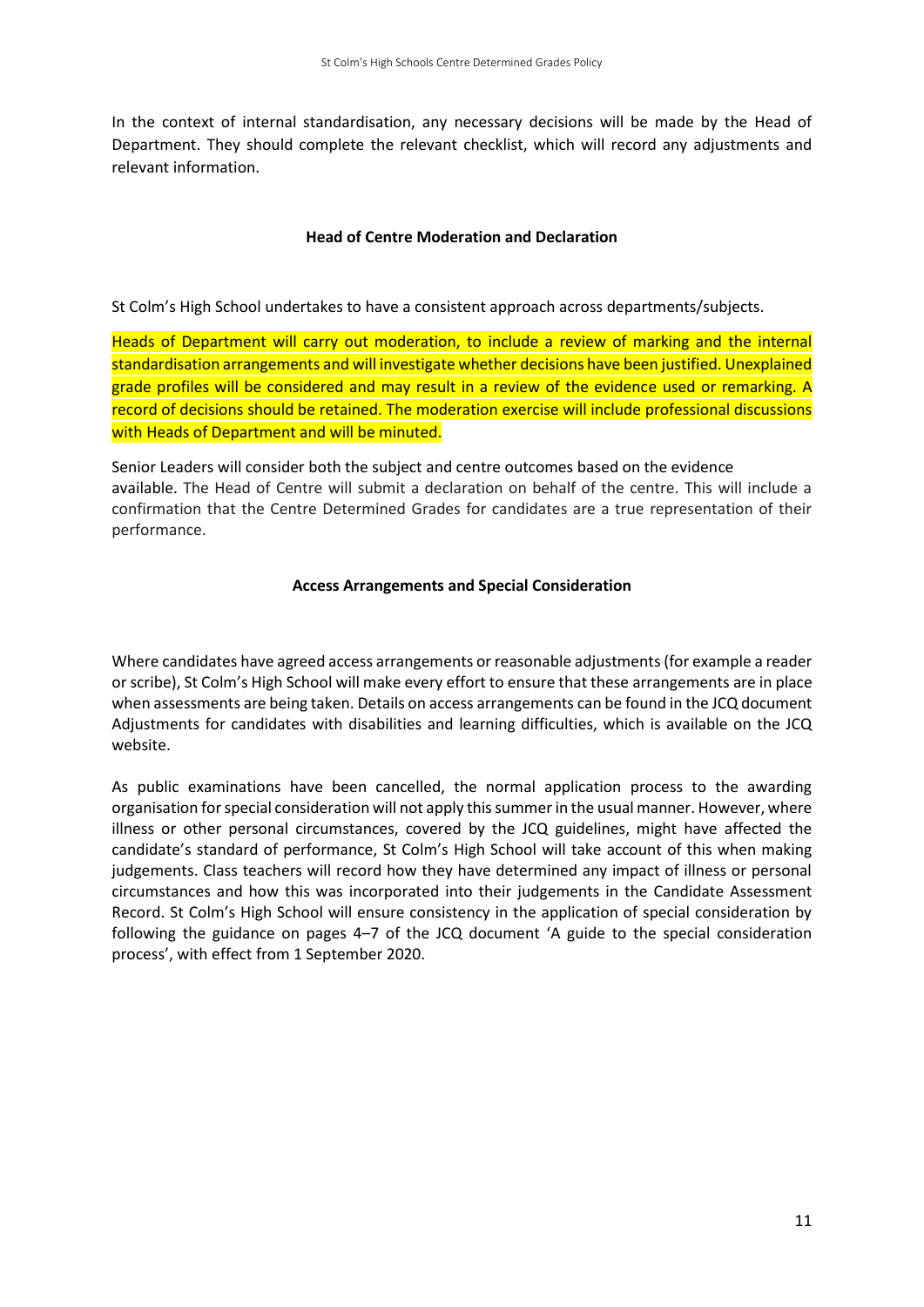In the context of internal standardisation, any necessary decisions will be made by the Head of Department. They should complete the relevant checklist, which will record any adjustments and relevant information.

## Head of Centre Moderation and Declaration

St Colm's High School undertakes to have a consistent approach across departments/subjects.

Heads of Department will carry out moderation, to include a review of marking and the internal standardisation arrangements and will investigate whether decisions have been justified. Unexplained grade profiles will be considered and may result in a review of the evidence used or remarking. A record of decisions should be retained. The moderation exercise will include professional discussions with Heads of Department and will be minuted.

Senior Leaders will consider both the subject and centre outcomes based on the evidence available. The Head of Centre will submit a declaration on behalf of the centre. This will include a confirmation that the Centre Determined Grades for candidates are a true representation of their performance.

## Access Arrangements and Special Consideration

Where candidates have agreed access arrangements or reasonable adjustments (for example a reader or scribe), St Colm's High School will make every effort to ensure that these arrangements are in place when assessments are being taken. Details on access arrangements can be found in the JCQ document Adjustments for candidates with disabilities and learning difficulties, which is available on the JCQ website.

As public examinations have been cancelled, the normal application process to the awarding organisation for special consideration will not apply this summer in the usual manner. However, where illness or other personal circumstances, covered by the JCQ guidelines, might have affected the candidate's standard of performance, St Colm's High School will take account of this when making judgements. Class teachers will record how they have determined any impact of illness or personal circumstances and how this was incorporated into their judgements in the Candidate Assessment Record. St Colm's High School will ensure consistency in the application of special consideration by following the guidance on pages 4–7 of the JCQ document 'A guide to the special consideration process', with effect from 1 September 2020.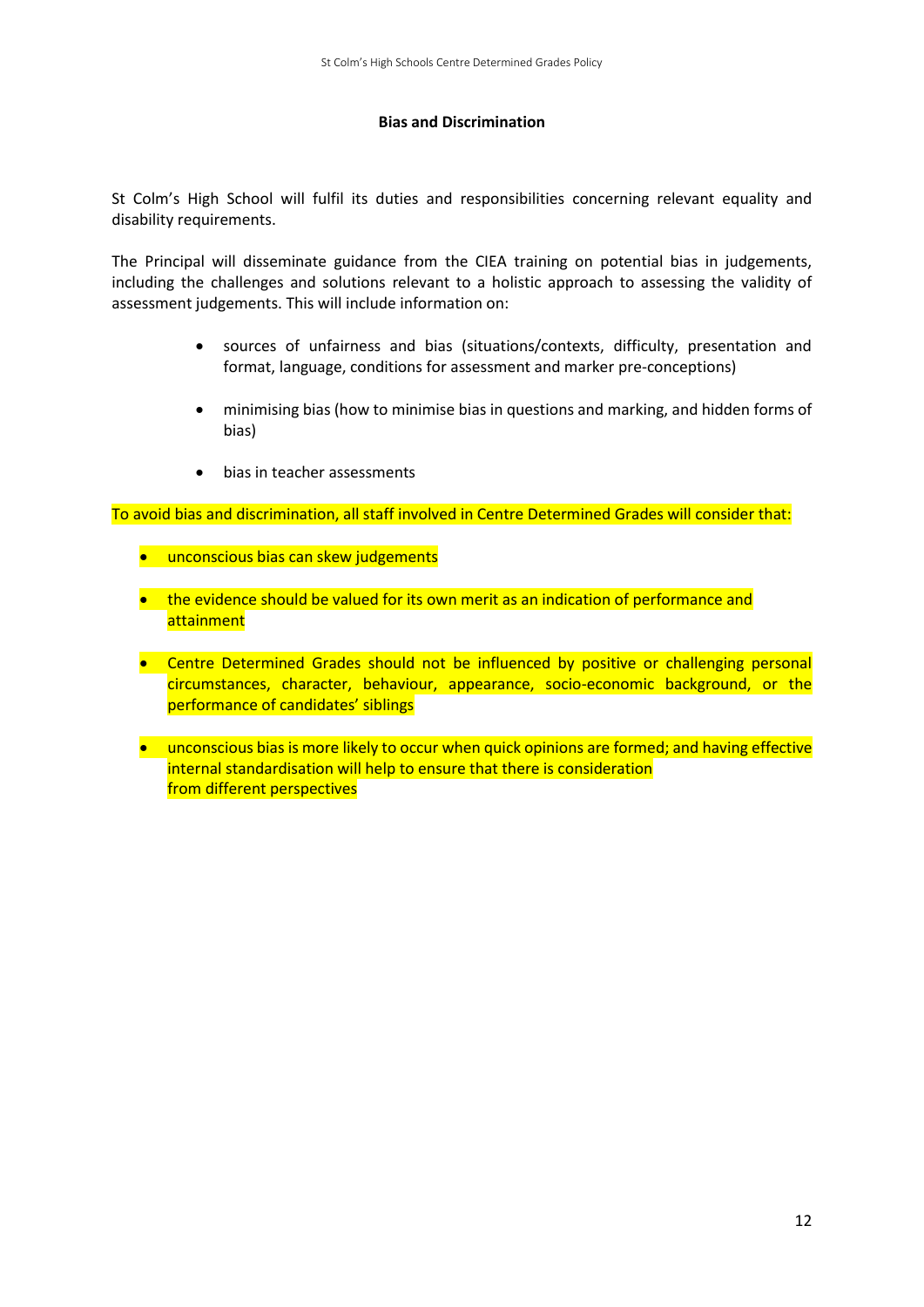## Bias and Discrimination

St Colm's High School will fulfil its duties and responsibilities concerning relevant equality and disability requirements.

The Principal will disseminate guidance from the CIEA training on potential bias in judgements, including the challenges and solutions relevant to a holistic approach to assessing the validity of assessment judgements. This will include information on:

- sources of unfairness and bias (situations/contexts, difficulty, presentation and format, language, conditions for assessment and marker pre-conceptions)
- minimising bias (how to minimise bias in questions and marking, and hidden forms of bias)
- bias in teacher assessments

To avoid bias and discrimination, all staff involved in Centre Determined Grades will consider that:

- unconscious bias can skew judgements
- the evidence should be valued for its own merit as an indication of performance and attainment
- Centre Determined Grades should not be influenced by positive or challenging personal circumstances, character, behaviour, appearance, socio-economic background, or the performance of candidates' siblings
- unconscious bias is more likely to occur when quick opinions are formed; and having effective internal standardisation will help to ensure that there is consideration from different perspectives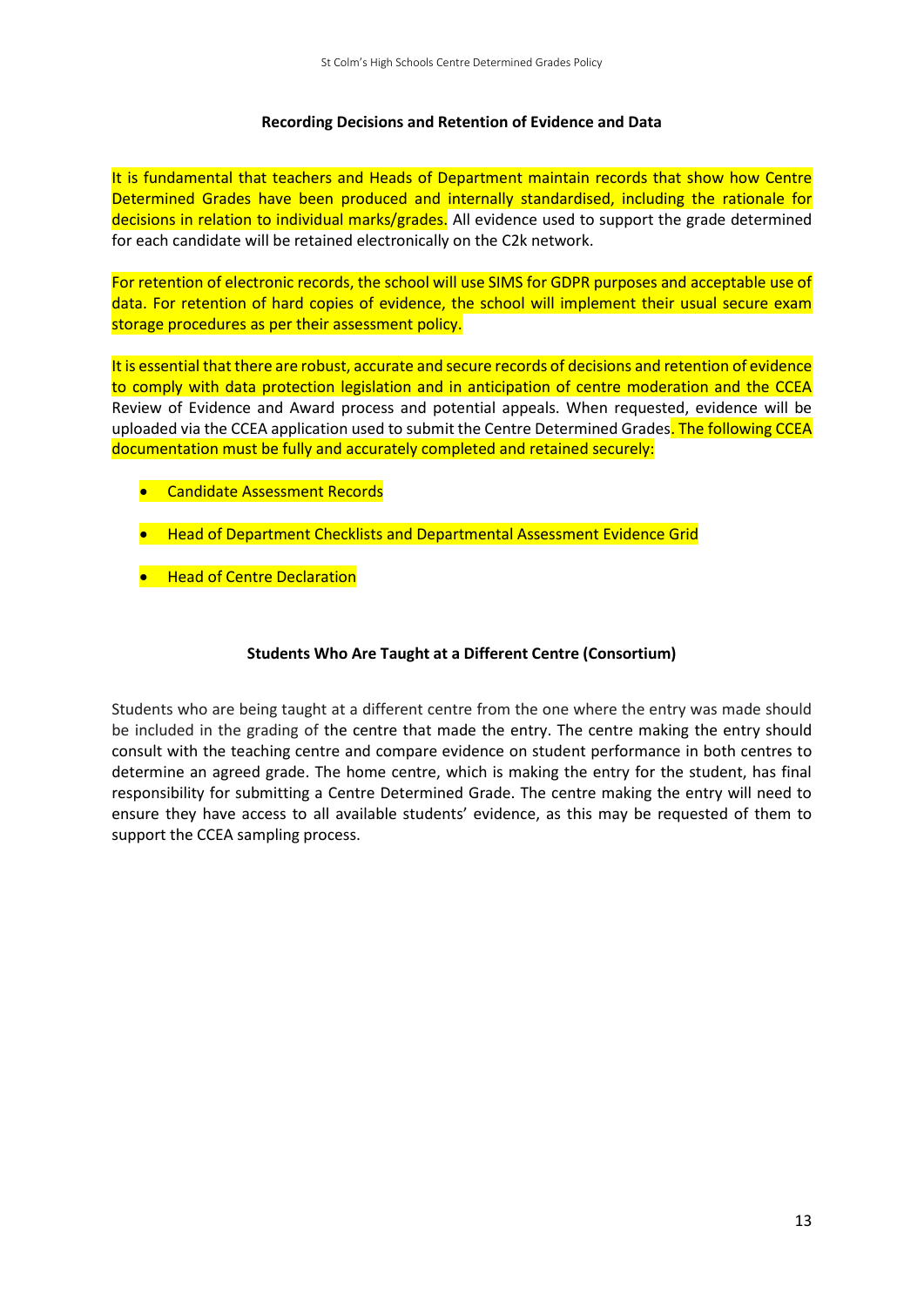### Recording Decisions and Retention of Evidence and Data

It is fundamental that teachers and Heads of Department maintain records that show how Centre Determined Grades have been produced and internally standardised, including the rationale for decisions in relation to individual marks/grades. All evidence used to support the grade determined for each candidate will be retained electronically on the C2k network.

For retention of electronic records, the school will use SIMS for GDPR purposes and acceptable use of data. For retention of hard copies of evidence, the school will implement their usual secure exam storage procedures as per their assessment policy.

It is essential that there are robust, accurate and secure records of decisions and retention of evidence to comply with data protection legislation and in anticipation of centre moderation and the CCEA Review of Evidence and Award process and potential appeals. When requested, evidence will be uploaded via the CCEA application used to submit the Centre Determined Grades. The following CCEA documentation must be fully and accurately completed and retained securely:

- Candidate Assessment Records
- Head of Department Checklists and Departmental Assessment Evidence Grid
- Head of Centre Declaration

### Students Who Are Taught at a Different Centre (Consortium)

Students who are being taught at a different centre from the one where the entry was made should be included in the grading of the centre that made the entry. The centre making the entry should consult with the teaching centre and compare evidence on student performance in both centres to determine an agreed grade. The home centre, which is making the entry for the student, has final responsibility for submitting a Centre Determined Grade. The centre making the entry will need to ensure they have access to all available students' evidence, as this may be requested of them to support the CCEA sampling process.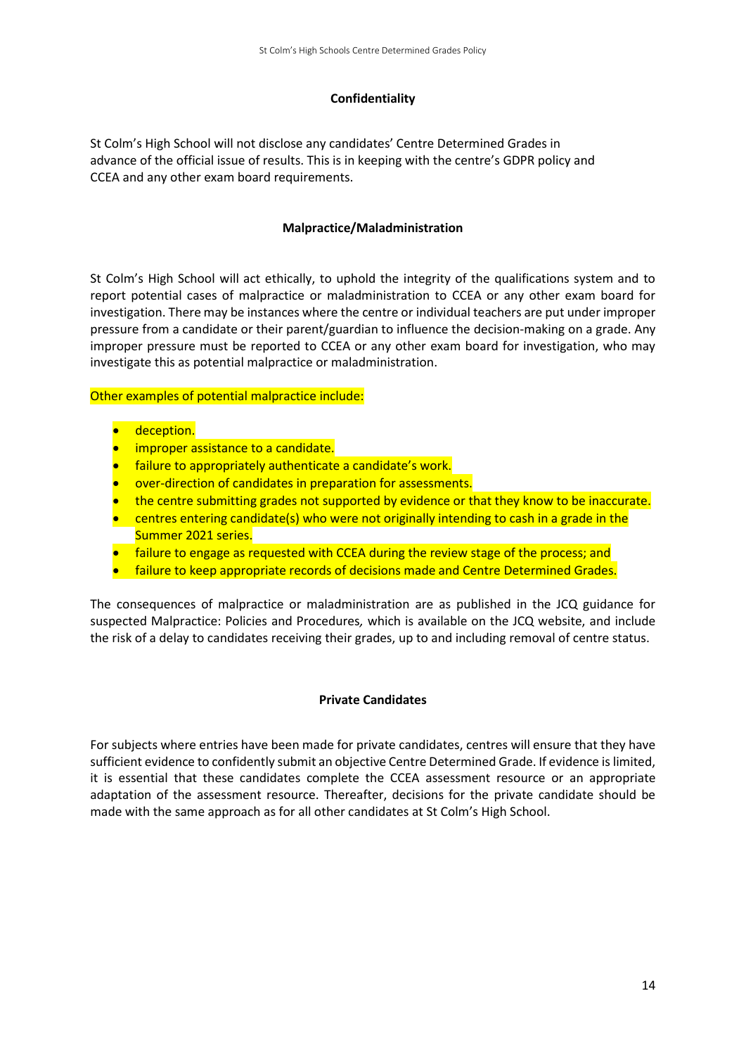### Confidentiality

St Colm's High School will not disclose any candidates' Centre Determined Grades in advance of the official issue of results. This is in keeping with the centre's GDPR policy and CCEA and any other exam board requirements.

### Malpractice/Maladministration

St Colm's High School will act ethically, to uphold the integrity of the qualifications system and to report potential cases of malpractice or maladministration to CCEA or any other exam board for investigation. There may be instances where the centre or individual teachers are put under improper pressure from a candidate or their parent/guardian to influence the decision-making on a grade. Any improper pressure must be reported to CCEA or any other exam board for investigation, who may investigate this as potential malpractice or maladministration.

Other examples of potential malpractice include:

- deception.
- improper assistance to a candidate.
- failure to appropriately authenticate a candidate's work.
- over-direction of candidates in preparation for assessments.
- the centre submitting grades not supported by evidence or that they know to be inaccurate.
- centres entering candidate(s) who were not originally intending to cash in a grade in the Summer 2021 series.
- failure to engage as requested with CCEA during the review stage of the process; and
- failure to keep appropriate records of decisions made and Centre Determined Grades.

The consequences of malpractice or maladministration are as published in the JCQ guidance for suspected Malpractice: Policies and Procedures, which is available on the JCQ website, and include the risk of a delay to candidates receiving their grades, up to and including removal of centre status.

### Private Candidates

For subjects where entries have been made for private candidates, centres will ensure that they have sufficient evidence to confidently submit an objective Centre Determined Grade. If evidence is limited, it is essential that these candidates complete the CCEA assessment resource or an appropriate adaptation of the assessment resource. Thereafter, decisions for the private candidate should be made with the same approach as for all other candidates at St Colm's High School.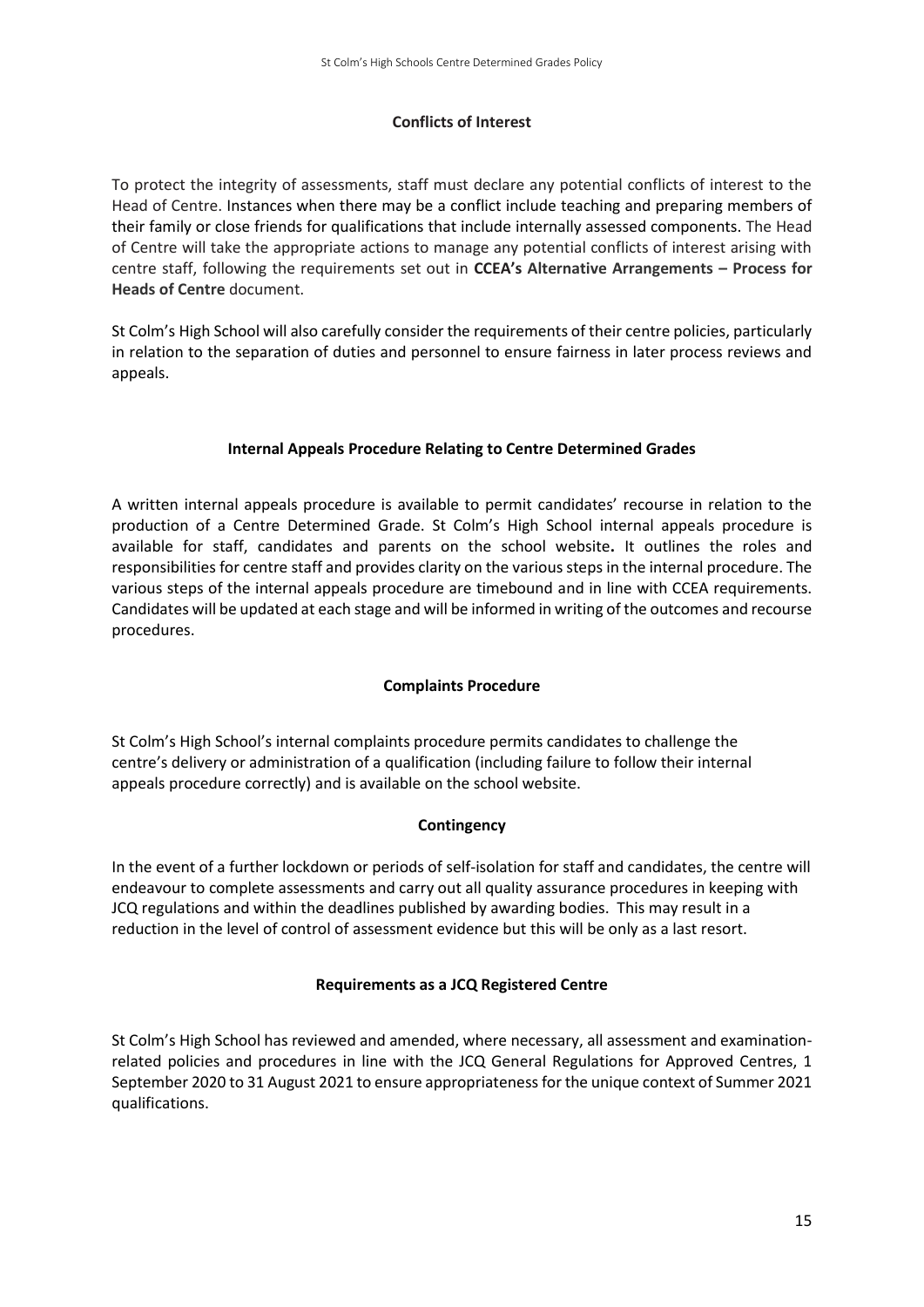## Conflicts of Interest

To protect the integrity of assessments, staff must declare any potential conflicts of interest to the Head of Centre. Instances when there may be a conflict include teaching and preparing members of their family or close friends for qualifications that include internally assessed components. The Head of Centre will take the appropriate actions to manage any potential conflicts of interest arising with centre staff, following the requirements set out in **CCEA's Alternative Arrangements – Process for Heads of Centre** document.

St Colm's High School will also carefully consider the requirements of their centre policies, particularly in relation to the separation of duties and personnel to ensure fairness in later process reviews and appeals.

## Internal Appeals Procedure Relating to Centre Determined Grades

A written internal appeals procedure is available to permit candidates' recourse in relation to the production of a Centre Determined Grade. St Colm's High School internal appeals procedure is available for staff, candidates and parents on the school website**.** It outlines the roles and responsibilities for centre staff and provides clarity on the various steps in the internal procedure. The various steps of the internal appeals procedure are timebound and in line with CCEA requirements. Candidates will be updated at each stage and will be informed in writing of the outcomes and recourse procedures.

## Complaints Procedure

St Colm's High School's internal complaints procedure permits candidates to challenge the centre's delivery or administration of a qualification (including failure to follow their internal appeals procedure correctly) and is available on the school website.

## Contingency

In the event of a further lockdown or periods of self-isolation for staff and candidates, the centre will endeavour to complete assessments and carry out all quality assurance procedures in keeping with JCQ regulations and within the deadlines published by awarding bodies. This may result in a reduction in the level of control of assessment evidence but this will be only as a last resort.

## Requirements as a JCQ Registered Centre

St Colm's High School has reviewed and amended, where necessary, all assessment and examination-related policies and procedures in line with the JCQ General Regulations for Approved Centres, 1 September 2020 to 31 August 2021 to ensure appropriateness for the unique context of Summer 2021 qualifications.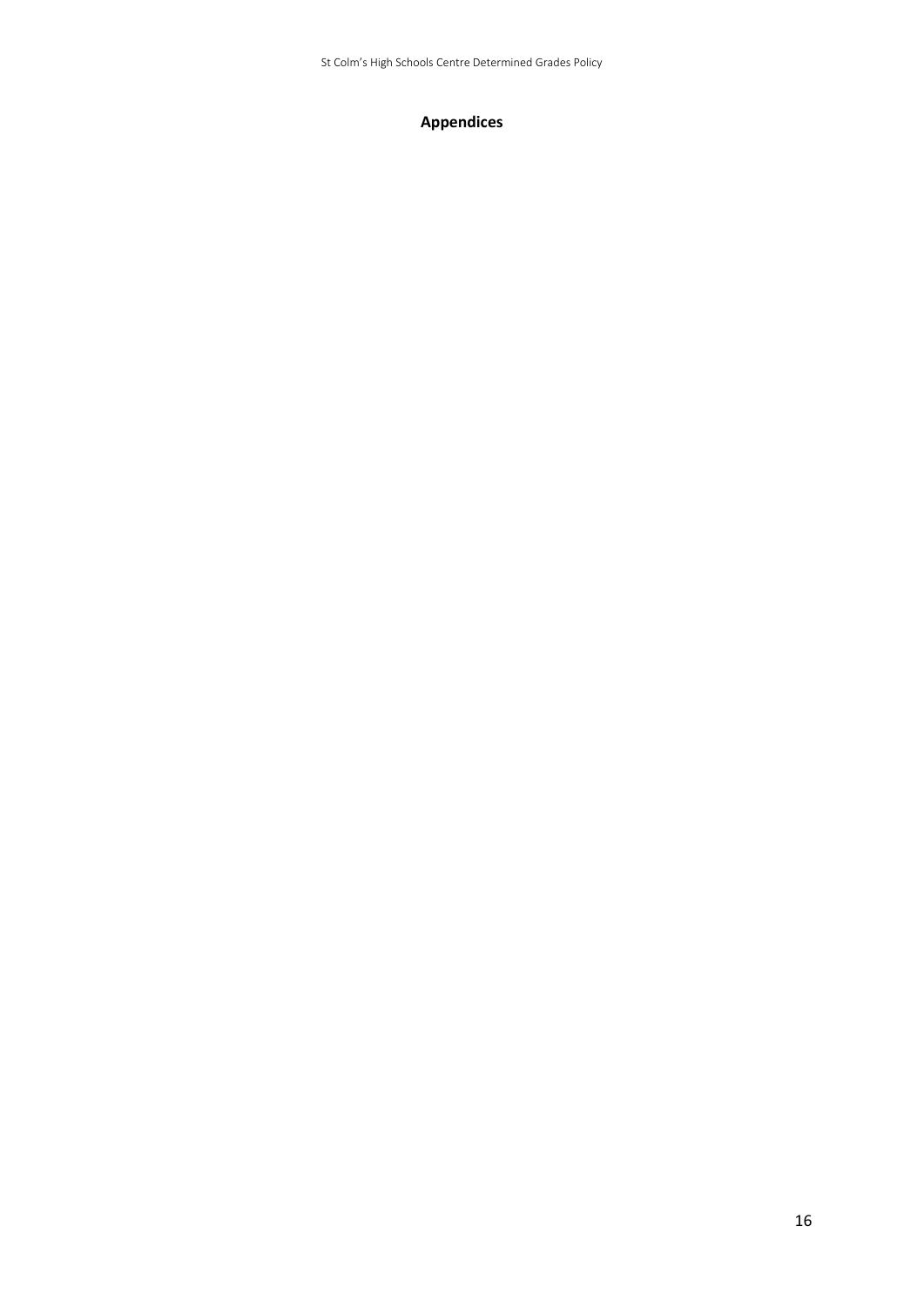## Appendices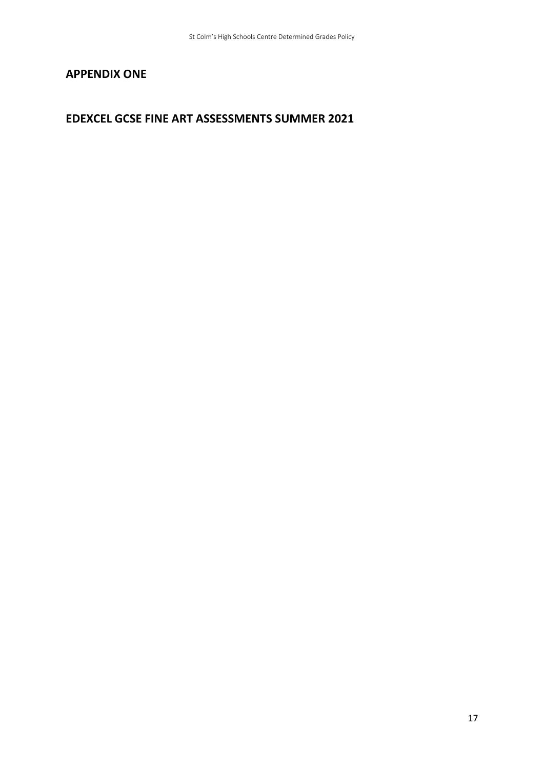## APPENDIX ONE

## EDEXCEL GCSE FINE ART ASSESSMENTS SUMMER 2021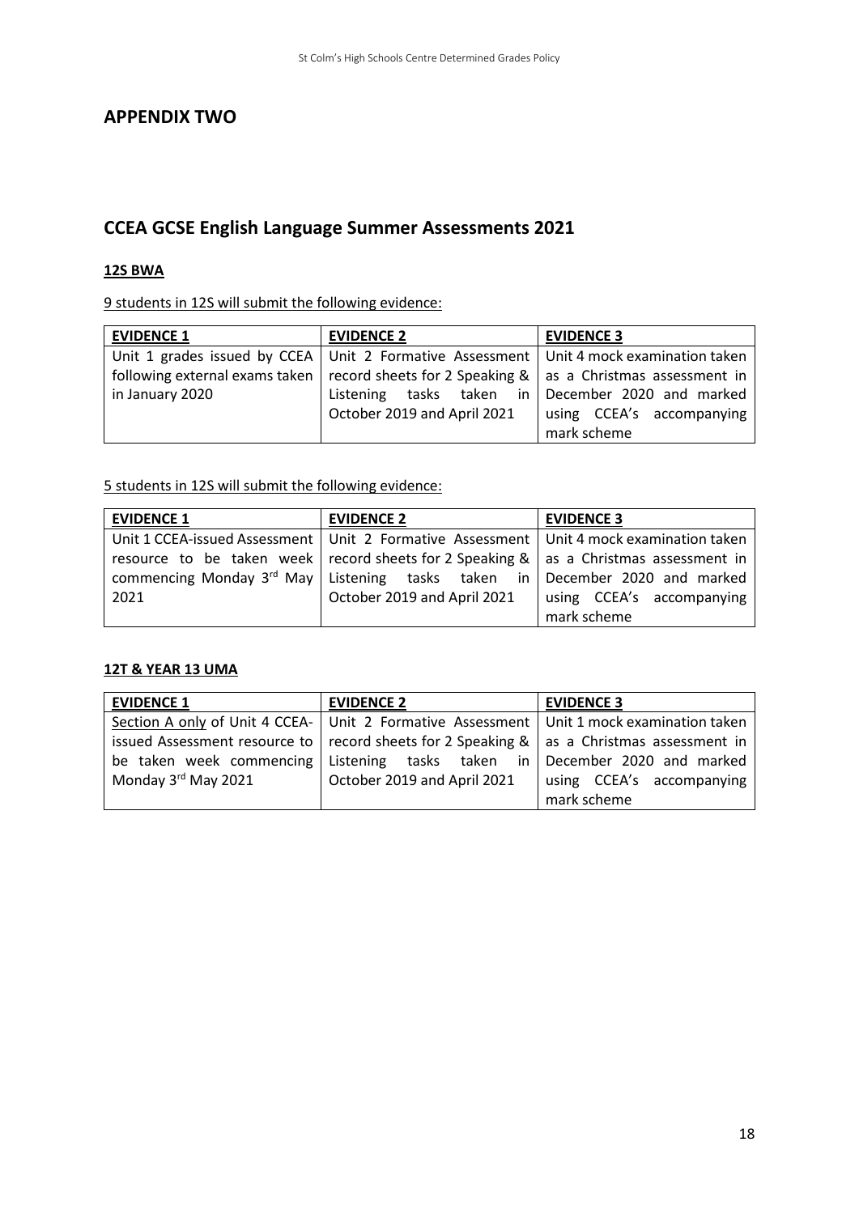## APPENDIX TWO

## CCEA GCSE English Language Summer Assessments 2021

### 12S BWA

9 students in 12S will submit the following evidence:

| EVIDENCE 1 | EVIDENCE 2 | EVIDENCE 3 |
|---|---|---|
| Unit 1 grades issued by CCEA following external exams taken in January 2020 | Unit 2 Formative Assessment record sheets for 2 Speaking & Listening tasks taken in October 2019 and April 2021 | Unit 4 mock examination taken as a Christmas assessment in December 2020 and marked using CCEA's accompanying mark scheme |

5 students in 12S will submit the following evidence:

| EVIDENCE 1 | EVIDENCE 2 | EVIDENCE 3 |
|---|---|---|
| Unit 1 CCEA-issued Assessment resource to be taken week commencing Monday 3rd May 2021 | Unit 2 Formative Assessment record sheets for 2 Speaking & Listening tasks taken in October 2019 and April 2021 | Unit 4 mock examination taken as a Christmas assessment in December 2020 and marked using CCEA's accompanying mark scheme |

### 12T & YEAR 13 UMA

| EVIDENCE 1 | EVIDENCE 2 | EVIDENCE 3 |
|---|---|---|
| Section A only of Unit 4 CCEA-issued Assessment resource to be taken week commencing Monday 3rd May 2021 | Unit 2 Formative Assessment record sheets for 2 Speaking & Listening tasks taken in October 2019 and April 2021 | Unit 1 mock examination taken as a Christmas assessment in December 2020 and marked using CCEA's accompanying mark scheme |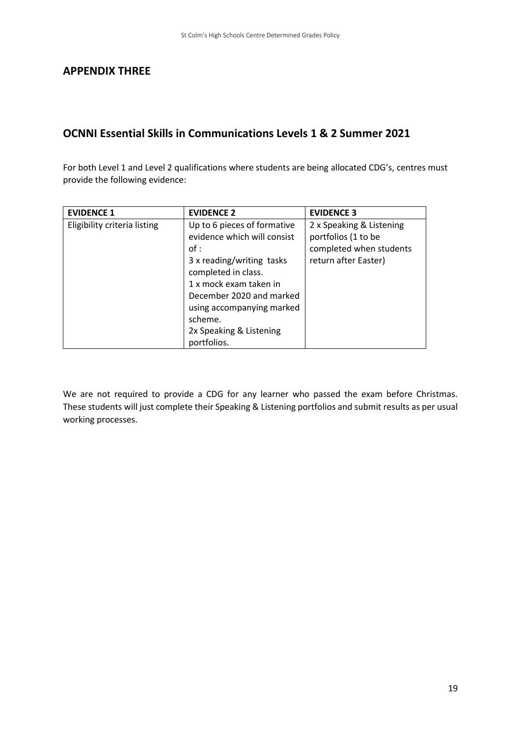## APPENDIX THREE

## OCNNI Essential Skills in Communications Levels 1 & 2 Summer 2021

For both Level 1 and Level 2 qualifications where students are being allocated CDG's, centres must provide the following evidence:

| EVIDENCE 1 | EVIDENCE 2 | EVIDENCE 3 |
|---|---|---|
| Eligibility criteria listing | Up to 6 pieces of formative evidence which will consist of :<br>3 x reading/writing tasks completed in class.<br>1 x mock exam taken in December 2020 and marked using accompanying marked scheme.<br>2x Speaking & Listening portfolios. | 2 x Speaking & Listening portfolios (1 to be completed when students return after Easter) |

We are not required to provide a CDG for any learner who passed the exam before Christmas. These students will just complete their Speaking & Listening portfolios and submit results as per usual working processes.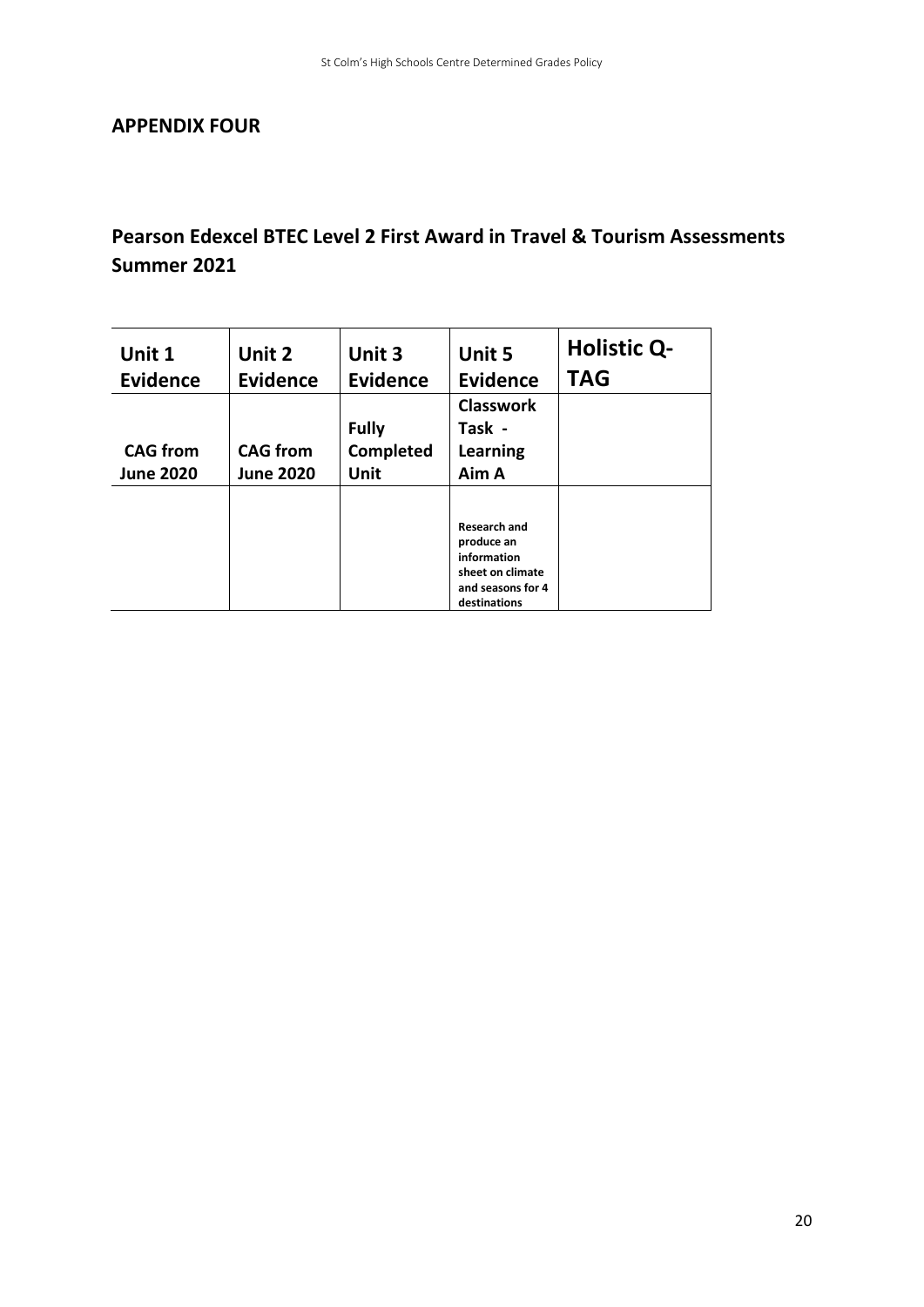## APPENDIX FOUR

## Pearson Edexcel BTEC Level 2 First Award in Travel & Tourism Assessments Summer 2021

| Unit 1 Evidence | Unit 2 Evidence | Unit 3 Evidence | Unit 5 Evidence | Holistic Q-TAG |
|---|---|---|---|---|
| **CAG from June 2020** | **CAG from June 2020** | **Fully Completed Unit** | **Classwork Task - Learning Aim A** | |
| | | | **Research and produce an information sheet on climate and seasons for 4 destinations** | |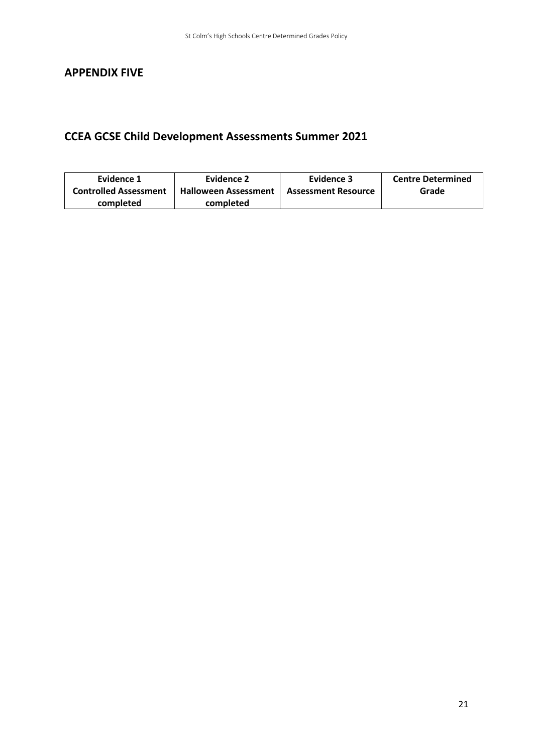## APPENDIX FIVE

## CCEA GCSE Child Development Assessments Summer 2021

| Evidence 1 Controlled Assessment completed | Evidence 2 Halloween Assessment completed | Evidence 3 Assessment Resource | Centre Determined Grade |
| --- | --- | --- | --- |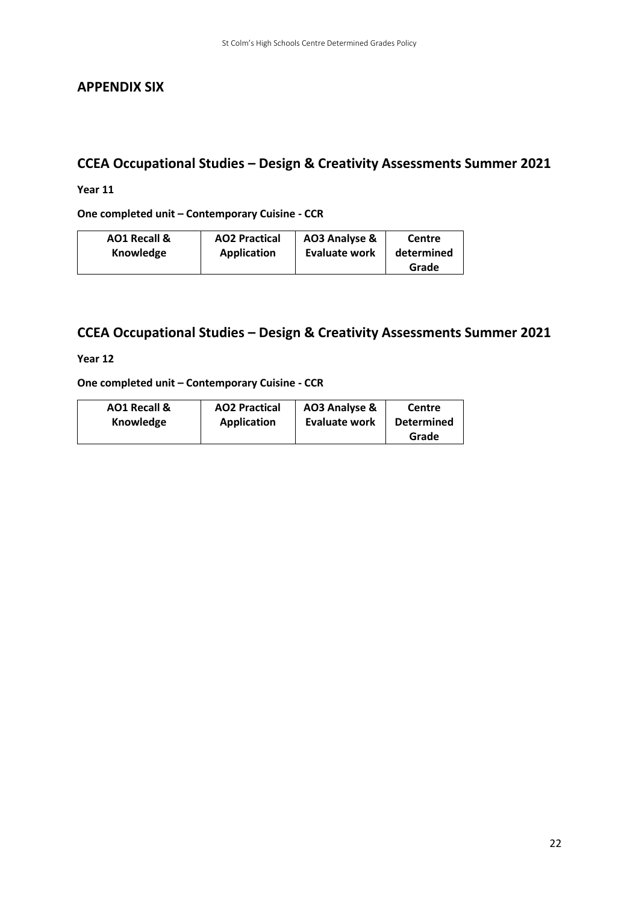## APPENDIX SIX

## CCEA Occupational Studies – Design & Creativity Assessments Summer 2021

**Year 11**

**One completed unit – Contemporary Cuisine - CCR**

| AO1 Recall & Knowledge | AO2 Practical Application | AO3 Analyse & Evaluate work | Centre determined Grade |
|---|---|---|---|

## CCEA Occupational Studies – Design & Creativity Assessments Summer 2021

**Year 12**

**One completed unit – Contemporary Cuisine - CCR**

| AO1 Recall & Knowledge | AO2 Practical Application | AO3 Analyse & Evaluate work | Centre Determined Grade |
|---|---|---|---|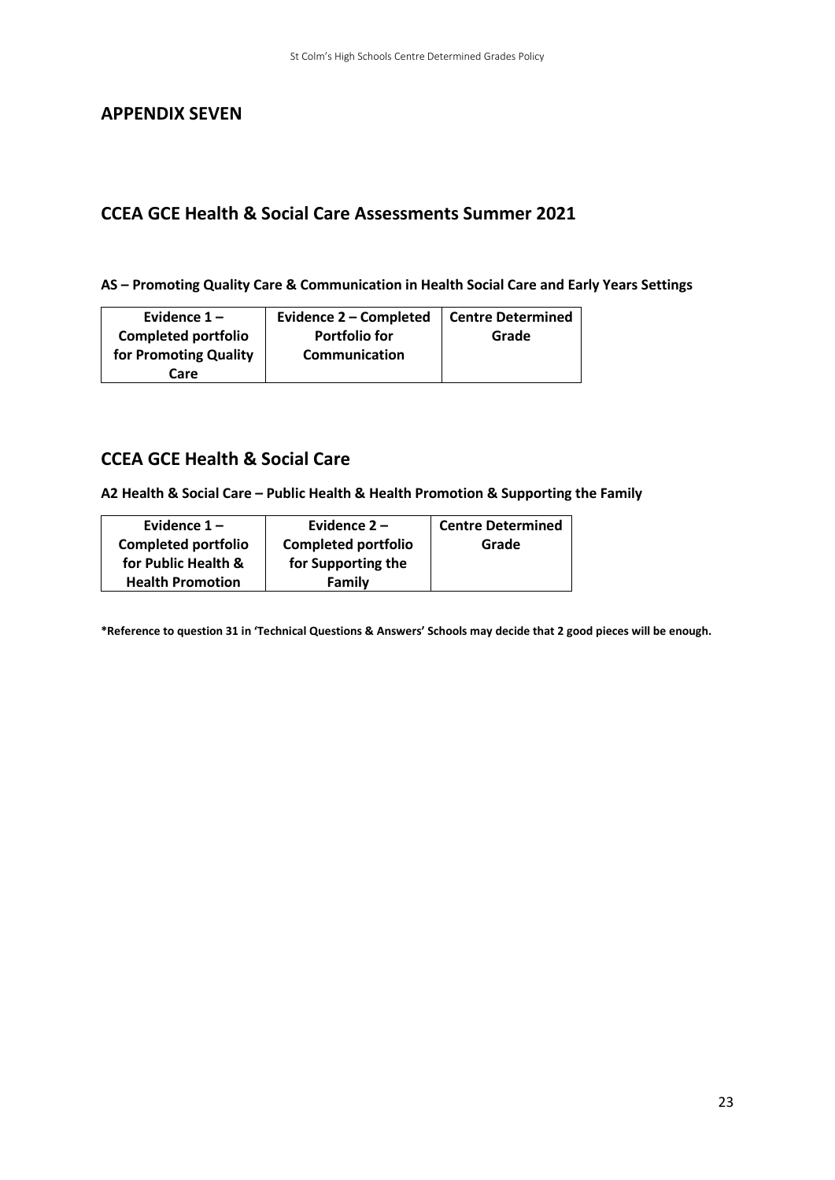## APPENDIX SEVEN

## CCEA GCE Health & Social Care Assessments Summer 2021

**AS – Promoting Quality Care & Communication in Health Social Care and Early Years Settings**

| Evidence 1 – Completed portfolio for Promoting Quality Care | Evidence 2 – Completed Portfolio for Communication | Centre Determined Grade |
|---|---|---|

## CCEA GCE Health & Social Care

**A2 Health & Social Care – Public Health & Health Promotion & Supporting the Family**

| Evidence 1 – Completed portfolio for Public Health & Health Promotion | Evidence 2 – Completed portfolio for Supporting the Family | Centre Determined Grade |
|---|---|---|

**\*Reference to question 31 in 'Technical Questions & Answers' Schools may decide that 2 good pieces will be enough.**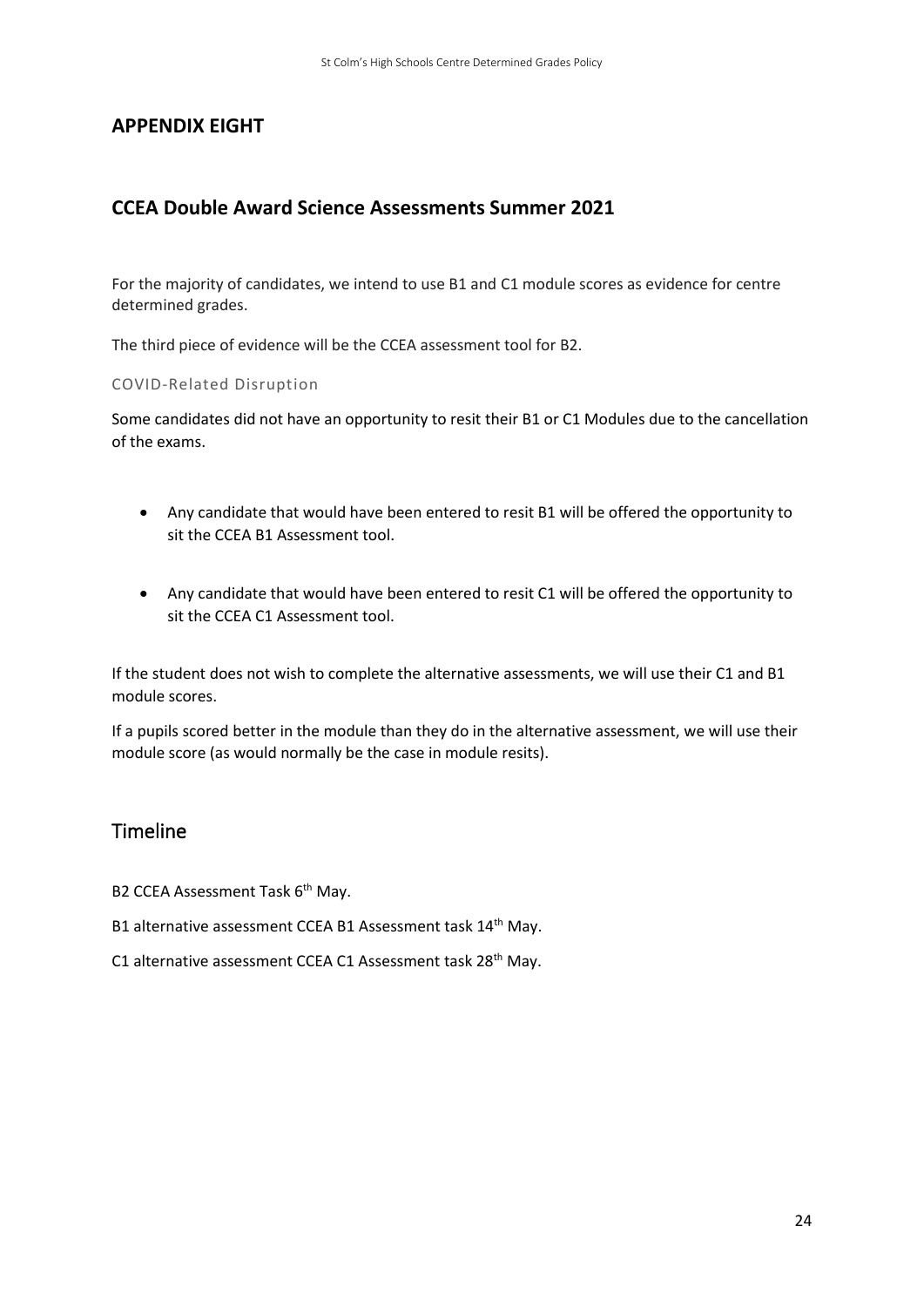## APPENDIX EIGHT

## CCEA Double Award Science Assessments Summer 2021

For the majority of candidates, we intend to use B1 and C1 module scores as evidence for centre determined grades.

The third piece of evidence will be the CCEA assessment tool for B2.

### COVID-Related Disruption

Some candidates did not have an opportunity to resit their B1 or C1 Modules due to the cancellation of the exams.

- Any candidate that would have been entered to resit B1 will be offered the opportunity to sit the CCEA B1 Assessment tool.
- Any candidate that would have been entered to resit C1 will be offered the opportunity to sit the CCEA C1 Assessment tool.

If the student does not wish to complete the alternative assessments, we will use their C1 and B1 module scores.

If a pupils scored better in the module than they do in the alternative assessment, we will use their module score (as would normally be the case in module resits).

## Timeline

B2 CCEA Assessment Task 6th May.

B1 alternative assessment CCEA B1 Assessment task 14th May.

C1 alternative assessment CCEA C1 Assessment task 28th May.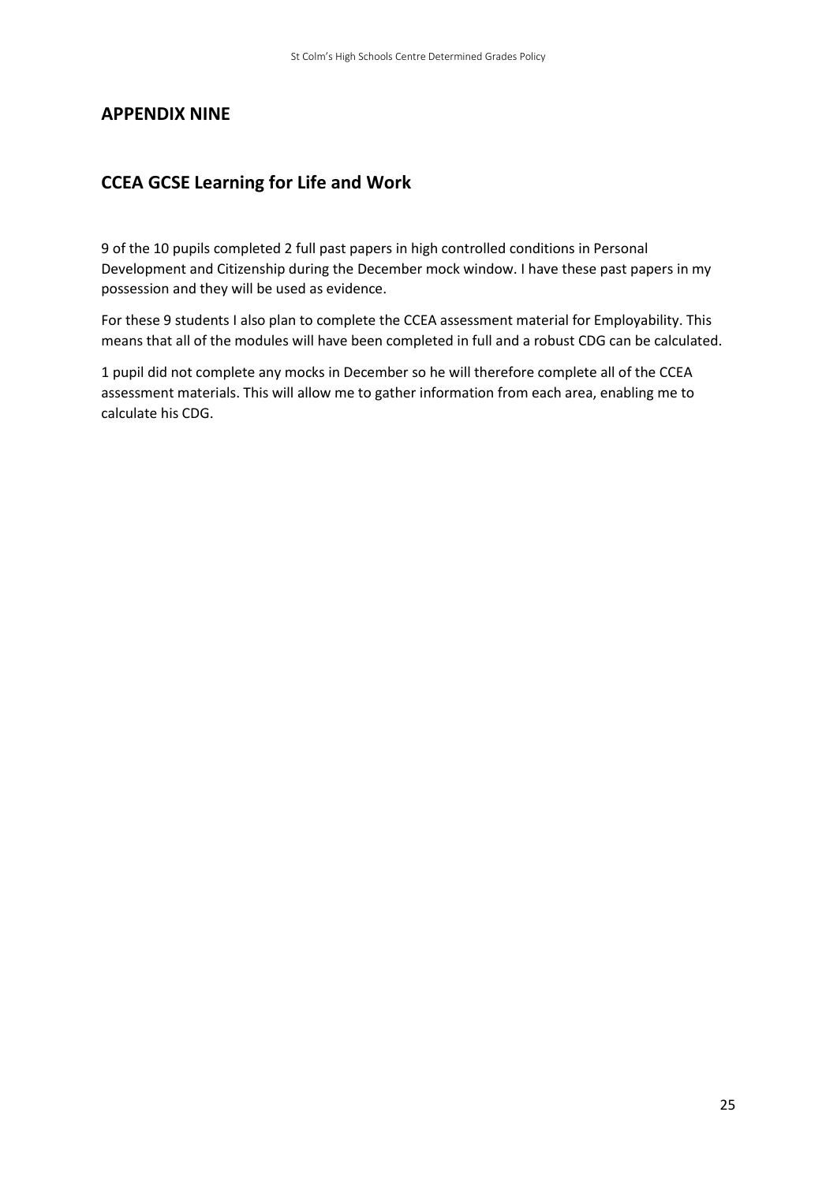## APPENDIX NINE

## CCEA GCSE Learning for Life and Work

9 of the 10 pupils completed 2 full past papers in high controlled conditions in Personal Development and Citizenship during the December mock window. I have these past papers in my possession and they will be used as evidence.

For these 9 students I also plan to complete the CCEA assessment material for Employability. This means that all of the modules will have been completed in full and a robust CDG can be calculated.

1 pupil did not complete any mocks in December so he will therefore complete all of the CCEA assessment materials. This will allow me to gather information from each area, enabling me to calculate his CDG.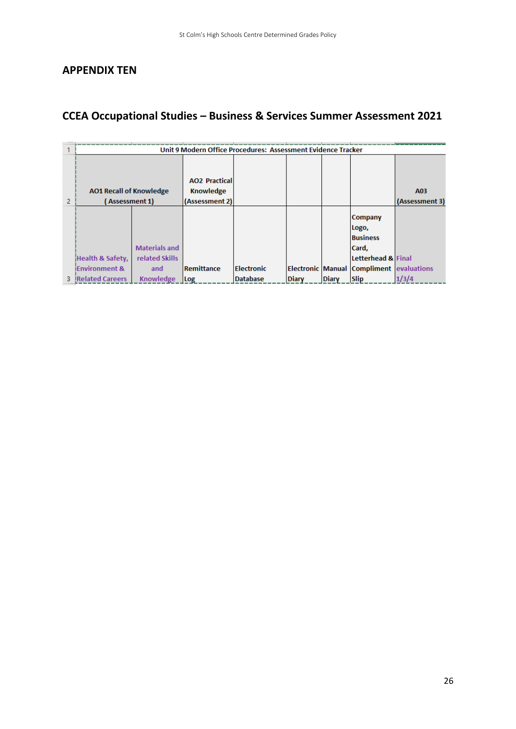## APPENDIX TEN

## CCEA Occupational Studies – Business & Services Summer Assessment 2021

| Unit 9 Modern Office Procedures: Assessment Evidence Tracker | | | | | | | |
|---|---|---|---|---|---|---|---|
| AO1 Recall of Knowledge ( Assessment 1) | | AO2 Practical Knowledge (Assessment 2) | | | | | A03 (Assessment 3) |
| Health & Safety, Environment & Related Careers | Materials and related Skills and Knowledge | Remittance Log | Electronic Database | Electronic Diary | Manual Diary | Company Logo, Business Card, Letterhead & Compliment Slip | Final evaluations 1/3/4 |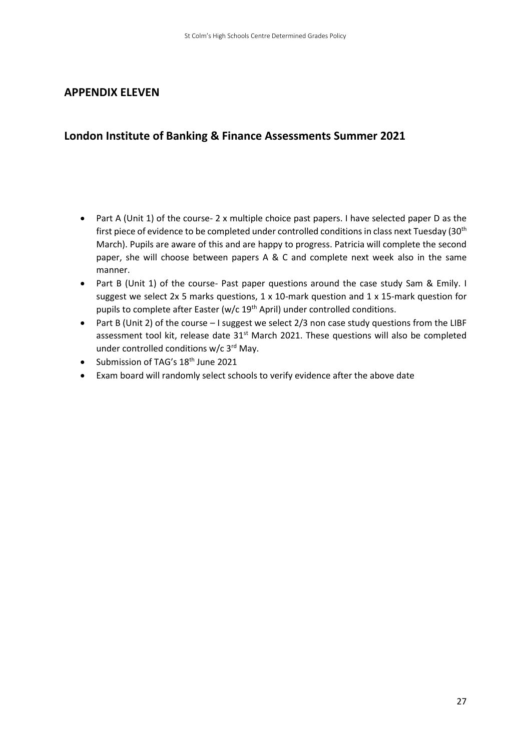## APPENDIX ELEVEN

## London Institute of Banking & Finance Assessments Summer 2021

- Part A (Unit 1) of the course- 2 x multiple choice past papers. I have selected paper D as the first piece of evidence to be completed under controlled conditions in class next Tuesday (30th March). Pupils are aware of this and are happy to progress. Patricia will complete the second paper, she will choose between papers A & C and complete next week also in the same manner.
- Part B (Unit 1) of the course- Past paper questions around the case study Sam & Emily. I suggest we select 2x 5 marks questions, 1 x 10-mark question and 1 x 15-mark question for pupils to complete after Easter (w/c 19th April) under controlled conditions.
- Part B (Unit 2) of the course – I suggest we select 2/3 non case study questions from the LIBF assessment tool kit, release date 31st March 2021. These questions will also be completed under controlled conditions w/c 3rd May.
- Submission of TAG's 18th June 2021
- Exam board will randomly select schools to verify evidence after the above date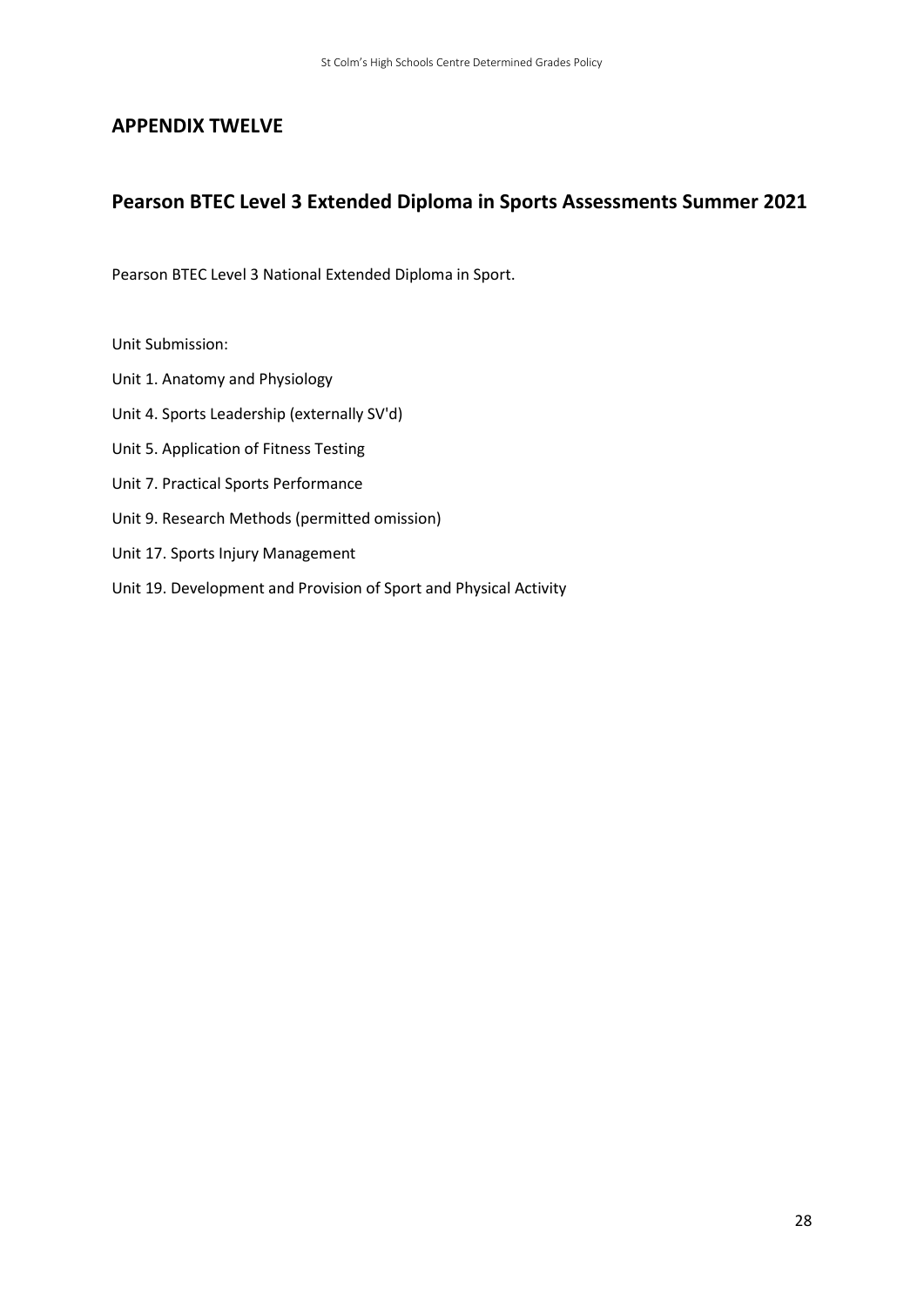## APPENDIX TWELVE

## Pearson BTEC Level 3 Extended Diploma in Sports Assessments Summer 2021

Pearson BTEC Level 3 National Extended Diploma in Sport.

Unit Submission:

Unit 1. Anatomy and Physiology

Unit 4. Sports Leadership (externally SV'd)

Unit 5. Application of Fitness Testing

Unit 7. Practical Sports Performance

Unit 9. Research Methods (permitted omission)

Unit 17. Sports Injury Management

Unit 19. Development and Provision of Sport and Physical Activity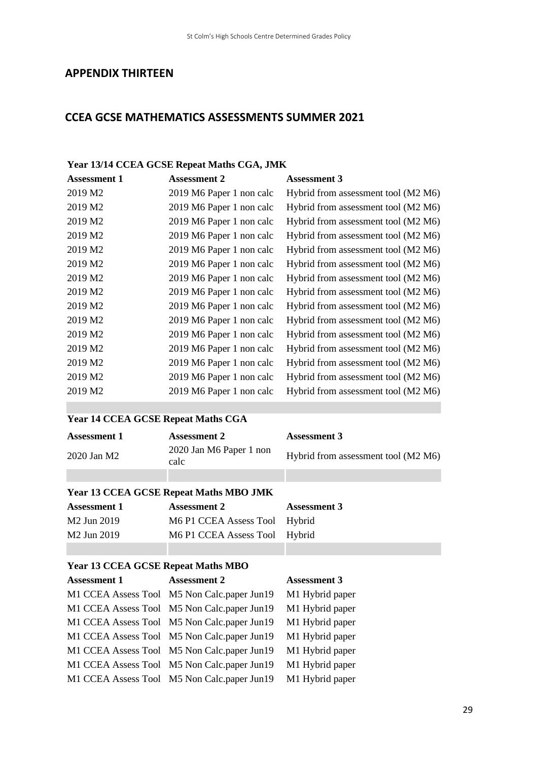## APPENDIX THIRTEEN

## CCEA GCSE MATHEMATICS ASSESSMENTS SUMMER 2021

**Year 13/14 CCEA GCSE Repeat Maths CGA, JMK**

| Assessment 1 | Assessment 2 | Assessment 3 |
|---|---|---|
| 2019 M2 | 2019 M6 Paper 1 non calc | Hybrid from assessment tool (M2 M6) |
| 2019 M2 | 2019 M6 Paper 1 non calc | Hybrid from assessment tool (M2 M6) |
| 2019 M2 | 2019 M6 Paper 1 non calc | Hybrid from assessment tool (M2 M6) |
| 2019 M2 | 2019 M6 Paper 1 non calc | Hybrid from assessment tool (M2 M6) |
| 2019 M2 | 2019 M6 Paper 1 non calc | Hybrid from assessment tool (M2 M6) |
| 2019 M2 | 2019 M6 Paper 1 non calc | Hybrid from assessment tool (M2 M6) |
| 2019 M2 | 2019 M6 Paper 1 non calc | Hybrid from assessment tool (M2 M6) |
| 2019 M2 | 2019 M6 Paper 1 non calc | Hybrid from assessment tool (M2 M6) |
| 2019 M2 | 2019 M6 Paper 1 non calc | Hybrid from assessment tool (M2 M6) |
| 2019 M2 | 2019 M6 Paper 1 non calc | Hybrid from assessment tool (M2 M6) |
| 2019 M2 | 2019 M6 Paper 1 non calc | Hybrid from assessment tool (M2 M6) |
| 2019 M2 | 2019 M6 Paper 1 non calc | Hybrid from assessment tool (M2 M6) |
| 2019 M2 | 2019 M6 Paper 1 non calc | Hybrid from assessment tool (M2 M6) |
| 2019 M2 | 2019 M6 Paper 1 non calc | Hybrid from assessment tool (M2 M6) |
| 2019 M2 | 2019 M6 Paper 1 non calc | Hybrid from assessment tool (M2 M6) |

**Year 14 CCEA GCSE Repeat Maths CGA**

| Assessment 1 | Assessment 2 | Assessment 3 |
|---|---|---|
| 2020 Jan M2 | 2020 Jan M6 Paper 1 non calc | Hybrid from assessment tool (M2 M6) |

**Year 13 CCEA GCSE Repeat Maths MBO JMK**

| Assessment 1 | Assessment 2 | Assessment 3 |
|---|---|---|
| M2 Jun 2019 | M6 P1 CCEA Assess Tool | Hybrid |
| M2 Jun 2019 | M6 P1 CCEA Assess Tool | Hybrid |

**Year 13 CCEA GCSE Repeat Maths MBO**

| Assessment 1 | Assessment 2 | Assessment 3 |
|---|---|---|
| M1 CCEA Assess Tool | M5 Non Calc.paper Jun19 | M1 Hybrid paper |
| M1 CCEA Assess Tool | M5 Non Calc.paper Jun19 | M1 Hybrid paper |
| M1 CCEA Assess Tool | M5 Non Calc.paper Jun19 | M1 Hybrid paper |
| M1 CCEA Assess Tool | M5 Non Calc.paper Jun19 | M1 Hybrid paper |
| M1 CCEA Assess Tool | M5 Non Calc.paper Jun19 | M1 Hybrid paper |
| M1 CCEA Assess Tool | M5 Non Calc.paper Jun19 | M1 Hybrid paper |
| M1 CCEA Assess Tool | M5 Non Calc.paper Jun19 | M1 Hybrid paper |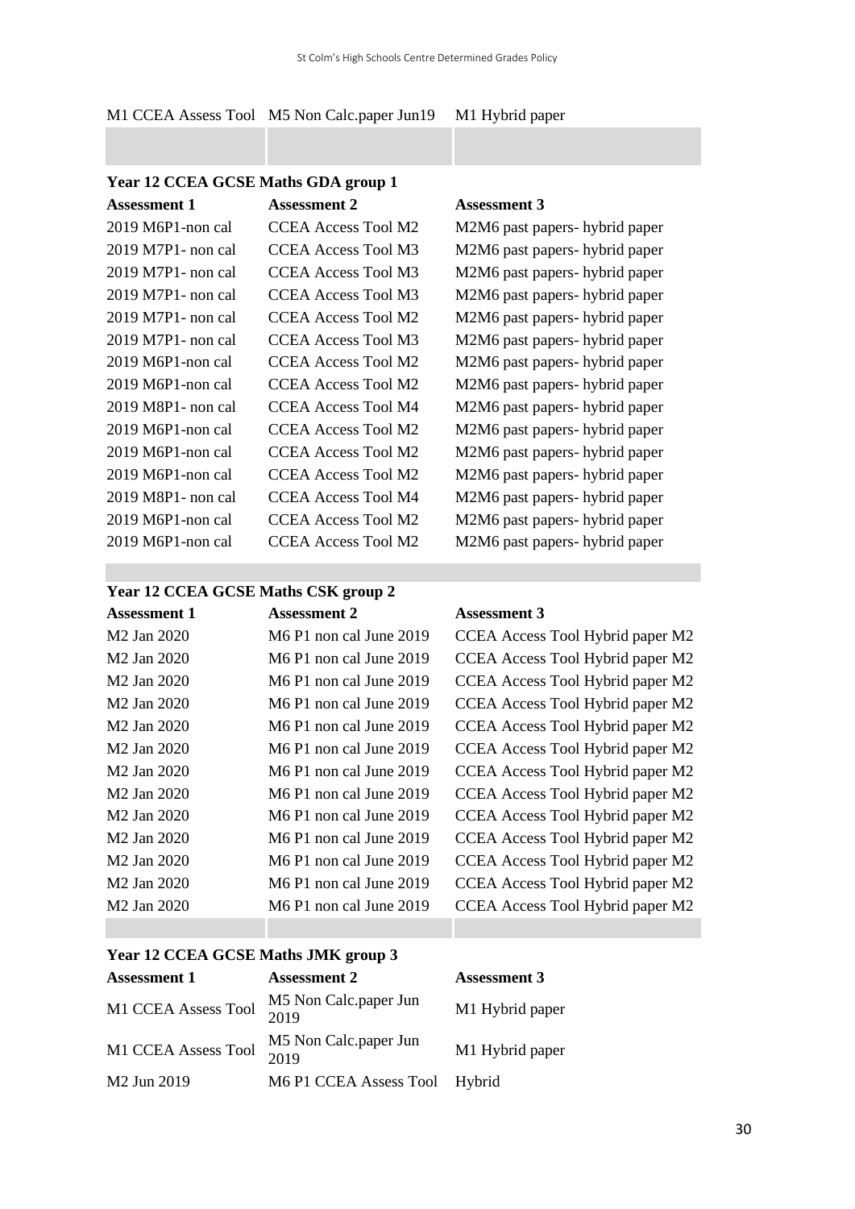| M1 CCEA Assess Tool | M5 Non Calc.paper Jun19 | M1 Hybrid paper |
|---|---|---|
| | | |

**Year 12 CCEA GCSE Maths GDA group 1**

| Assessment 1 | Assessment 2 | Assessment 3 |
|---|---|---|
| 2019 M6P1-non cal | CCEA Access Tool M2 | M2M6 past papers- hybrid paper |
| 2019 M7P1- non cal | CCEA Access Tool M3 | M2M6 past papers- hybrid paper |
| 2019 M7P1- non cal | CCEA Access Tool M3 | M2M6 past papers- hybrid paper |
| 2019 M7P1- non cal | CCEA Access Tool M3 | M2M6 past papers- hybrid paper |
| 2019 M7P1- non cal | CCEA Access Tool M2 | M2M6 past papers- hybrid paper |
| 2019 M7P1- non cal | CCEA Access Tool M3 | M2M6 past papers- hybrid paper |
| 2019 M6P1-non cal | CCEA Access Tool M2 | M2M6 past papers- hybrid paper |
| 2019 M6P1-non cal | CCEA Access Tool M2 | M2M6 past papers- hybrid paper |
| 2019 M8P1- non cal | CCEA Access Tool M4 | M2M6 past papers- hybrid paper |
| 2019 M6P1-non cal | CCEA Access Tool M2 | M2M6 past papers- hybrid paper |
| 2019 M6P1-non cal | CCEA Access Tool M2 | M2M6 past papers- hybrid paper |
| 2019 M6P1-non cal | CCEA Access Tool M2 | M2M6 past papers- hybrid paper |
| 2019 M8P1- non cal | CCEA Access Tool M4 | M2M6 past papers- hybrid paper |
| 2019 M6P1-non cal | CCEA Access Tool M2 | M2M6 past papers- hybrid paper |
| 2019 M6P1-non cal | CCEA Access Tool M2 | M2M6 past papers- hybrid paper |

**Year 12 CCEA GCSE Maths CSK group 2**

| Assessment 1 | Assessment 2 | Assessment 3 |
|---|---|---|
| M2 Jan 2020 | M6 P1 non cal June 2019 | CCEA Access Tool Hybrid paper M2 |
| M2 Jan 2020 | M6 P1 non cal June 2019 | CCEA Access Tool Hybrid paper M2 |
| M2 Jan 2020 | M6 P1 non cal June 2019 | CCEA Access Tool Hybrid paper M2 |
| M2 Jan 2020 | M6 P1 non cal June 2019 | CCEA Access Tool Hybrid paper M2 |
| M2 Jan 2020 | M6 P1 non cal June 2019 | CCEA Access Tool Hybrid paper M2 |
| M2 Jan 2020 | M6 P1 non cal June 2019 | CCEA Access Tool Hybrid paper M2 |
| M2 Jan 2020 | M6 P1 non cal June 2019 | CCEA Access Tool Hybrid paper M2 |
| M2 Jan 2020 | M6 P1 non cal June 2019 | CCEA Access Tool Hybrid paper M2 |
| M2 Jan 2020 | M6 P1 non cal June 2019 | CCEA Access Tool Hybrid paper M2 |
| M2 Jan 2020 | M6 P1 non cal June 2019 | CCEA Access Tool Hybrid paper M2 |
| M2 Jan 2020 | M6 P1 non cal June 2019 | CCEA Access Tool Hybrid paper M2 |
| M2 Jan 2020 | M6 P1 non cal June 2019 | CCEA Access Tool Hybrid paper M2 |
| M2 Jan 2020 | M6 P1 non cal June 2019 | CCEA Access Tool Hybrid paper M2 |

**Year 12 CCEA GCSE Maths JMK group 3**

| Assessment 1 | Assessment 2 | Assessment 3 |
|---|---|---|
| M1 CCEA Assess Tool | M5 Non Calc.paper Jun 2019 | M1 Hybrid paper |
| M1 CCEA Assess Tool | M5 Non Calc.paper Jun 2019 | M1 Hybrid paper |
| M2 Jun 2019 | M6 P1 CCEA Assess Tool | Hybrid |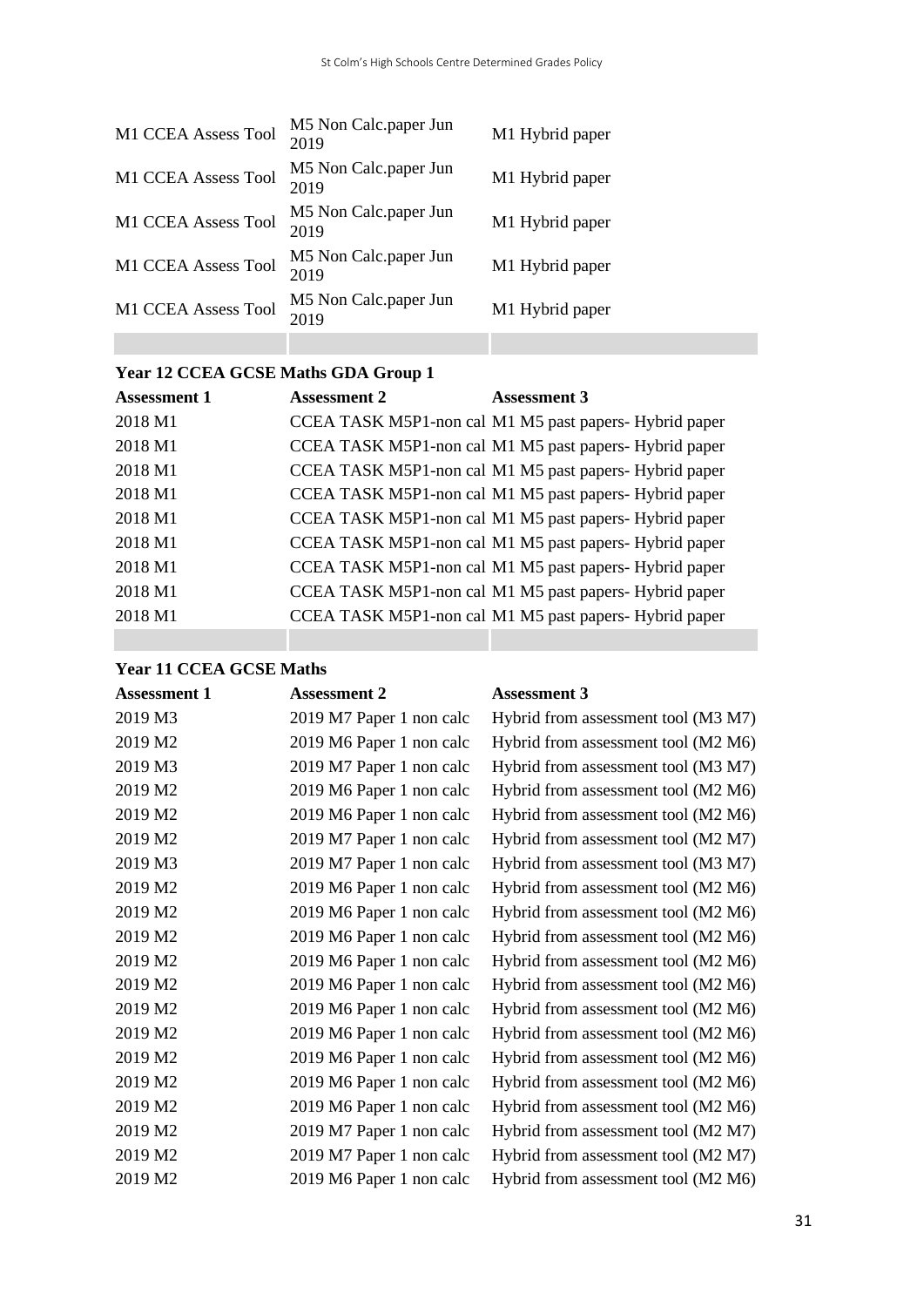| | | |
|---|---|---|
| M1 CCEA Assess Tool | M5 Non Calc.paper Jun 2019 | M1 Hybrid paper |
| M1 CCEA Assess Tool | M5 Non Calc.paper Jun 2019 | M1 Hybrid paper |
| M1 CCEA Assess Tool | M5 Non Calc.paper Jun 2019 | M1 Hybrid paper |
| M1 CCEA Assess Tool | M5 Non Calc.paper Jun 2019 | M1 Hybrid paper |
| M1 CCEA Assess Tool | M5 Non Calc.paper Jun 2019 | M1 Hybrid paper |
| | | |

**Year 12 CCEA GCSE Maths GDA Group 1**

| Assessment 1 | Assessment 2 | Assessment 3 |
|---|---|---|
| 2018 M1 | CCEA TASK M5P1-non cal | M1 M5 past papers- Hybrid paper |
| 2018 M1 | CCEA TASK M5P1-non cal | M1 M5 past papers- Hybrid paper |
| 2018 M1 | CCEA TASK M5P1-non cal | M1 M5 past papers- Hybrid paper |
| 2018 M1 | CCEA TASK M5P1-non cal | M1 M5 past papers- Hybrid paper |
| 2018 M1 | CCEA TASK M5P1-non cal | M1 M5 past papers- Hybrid paper |
| 2018 M1 | CCEA TASK M5P1-non cal | M1 M5 past papers- Hybrid paper |
| 2018 M1 | CCEA TASK M5P1-non cal | M1 M5 past papers- Hybrid paper |
| 2018 M1 | CCEA TASK M5P1-non cal | M1 M5 past papers- Hybrid paper |
| 2018 M1 | CCEA TASK M5P1-non cal | M1 M5 past papers- Hybrid paper |
| | | |

**Year 11 CCEA GCSE Maths**

| Assessment 1 | Assessment 2 | Assessment 3 |
|---|---|---|
| 2019 M3 | 2019 M7 Paper 1 non calc | Hybrid from assessment tool (M3 M7) |
| 2019 M2 | 2019 M6 Paper 1 non calc | Hybrid from assessment tool (M2 M6) |
| 2019 M3 | 2019 M7 Paper 1 non calc | Hybrid from assessment tool (M3 M7) |
| 2019 M2 | 2019 M6 Paper 1 non calc | Hybrid from assessment tool (M2 M6) |
| 2019 M2 | 2019 M6 Paper 1 non calc | Hybrid from assessment tool (M2 M6) |
| 2019 M2 | 2019 M7 Paper 1 non calc | Hybrid from assessment tool (M2 M7) |
| 2019 M3 | 2019 M7 Paper 1 non calc | Hybrid from assessment tool (M3 M7) |
| 2019 M2 | 2019 M6 Paper 1 non calc | Hybrid from assessment tool (M2 M6) |
| 2019 M2 | 2019 M6 Paper 1 non calc | Hybrid from assessment tool (M2 M6) |
| 2019 M2 | 2019 M6 Paper 1 non calc | Hybrid from assessment tool (M2 M6) |
| 2019 M2 | 2019 M6 Paper 1 non calc | Hybrid from assessment tool (M2 M6) |
| 2019 M2 | 2019 M6 Paper 1 non calc | Hybrid from assessment tool (M2 M6) |
| 2019 M2 | 2019 M6 Paper 1 non calc | Hybrid from assessment tool (M2 M6) |
| 2019 M2 | 2019 M6 Paper 1 non calc | Hybrid from assessment tool (M2 M6) |
| 2019 M2 | 2019 M6 Paper 1 non calc | Hybrid from assessment tool (M2 M6) |
| 2019 M2 | 2019 M6 Paper 1 non calc | Hybrid from assessment tool (M2 M6) |
| 2019 M2 | 2019 M6 Paper 1 non calc | Hybrid from assessment tool (M2 M6) |
| 2019 M2 | 2019 M7 Paper 1 non calc | Hybrid from assessment tool (M2 M7) |
| 2019 M2 | 2019 M7 Paper 1 non calc | Hybrid from assessment tool (M2 M7) |
| 2019 M2 | 2019 M6 Paper 1 non calc | Hybrid from assessment tool (M2 M6) |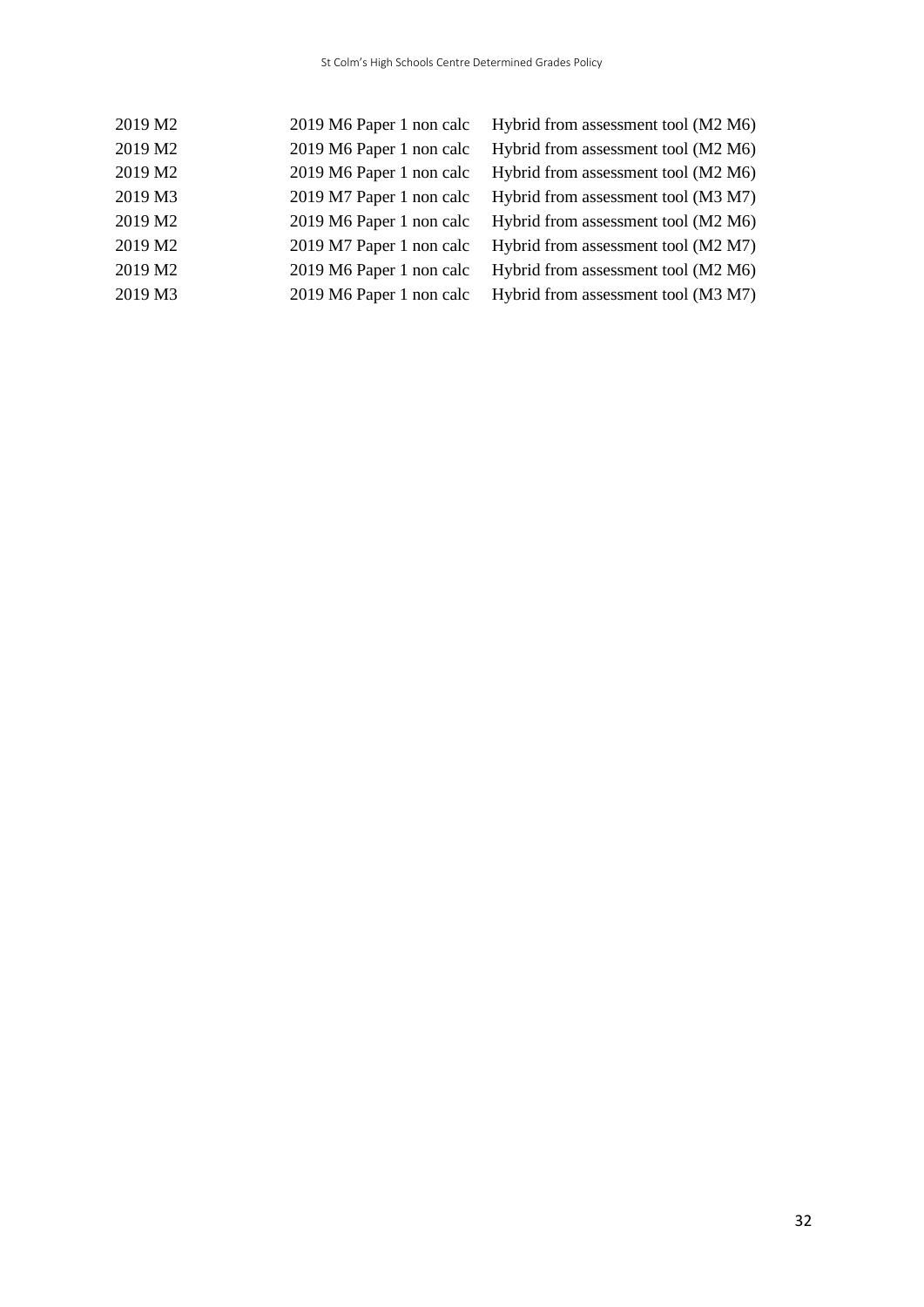| | | |
|---|---|---|
| 2019 M2 | 2019 M6 Paper 1 non calc | Hybrid from assessment tool (M2 M6) |
| 2019 M2 | 2019 M6 Paper 1 non calc | Hybrid from assessment tool (M2 M6) |
| 2019 M2 | 2019 M6 Paper 1 non calc | Hybrid from assessment tool (M2 M6) |
| 2019 M3 | 2019 M7 Paper 1 non calc | Hybrid from assessment tool (M3 M7) |
| 2019 M2 | 2019 M6 Paper 1 non calc | Hybrid from assessment tool (M2 M6) |
| 2019 M2 | 2019 M7 Paper 1 non calc | Hybrid from assessment tool (M2 M7) |
| 2019 M2 | 2019 M6 Paper 1 non calc | Hybrid from assessment tool (M2 M6) |
| 2019 M3 | 2019 M6 Paper 1 non calc | Hybrid from assessment tool (M3 M7) |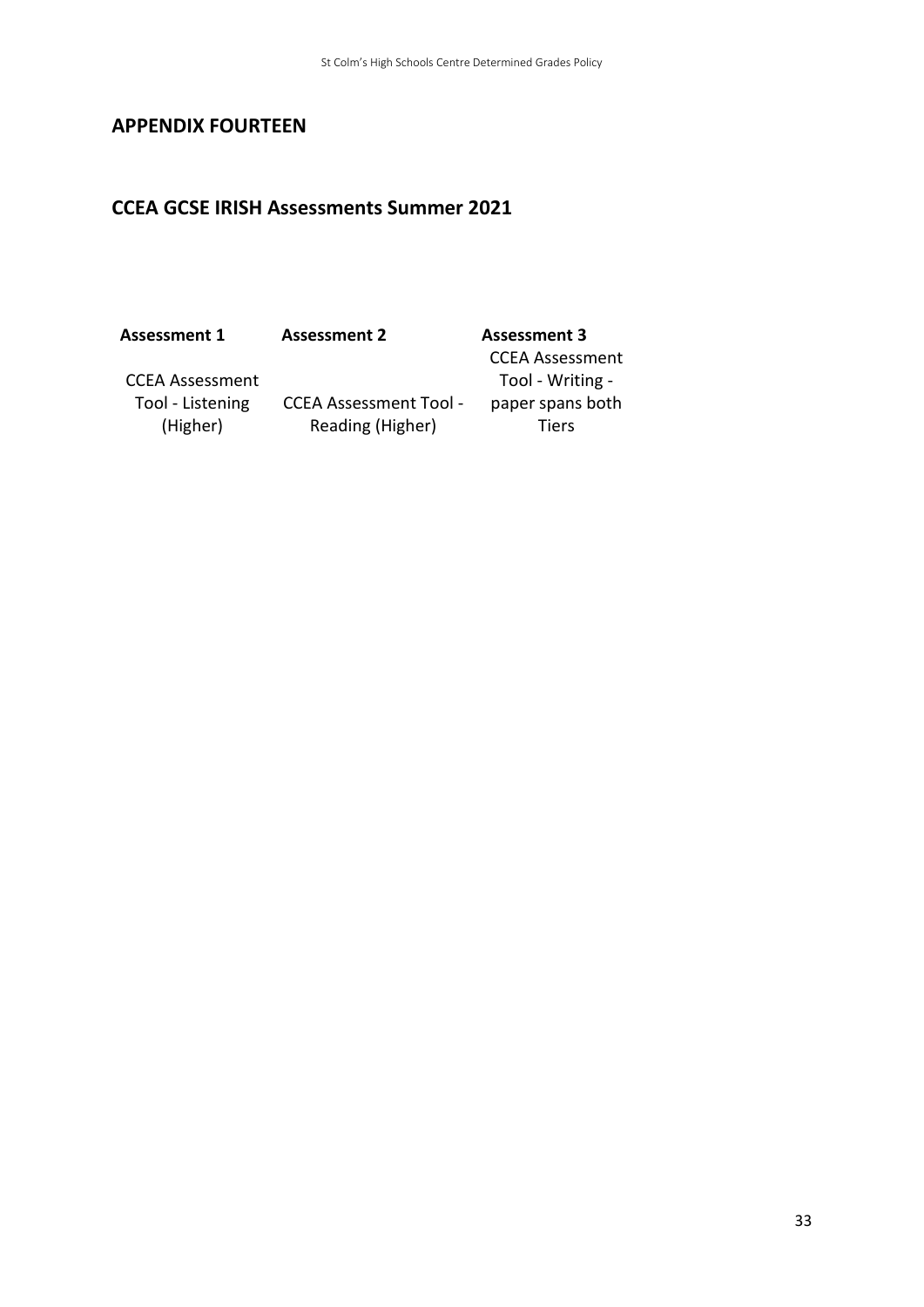## APPENDIX FOURTEEN

## CCEA GCSE IRISH Assessments Summer 2021

| Assessment 1 | Assessment 2 | Assessment 3 |
|---|---|---|
| CCEA Assessment Tool - Listening (Higher) | CCEA Assessment Tool - Reading (Higher) | CCEA Assessment Tool - Writing - paper spans both Tiers |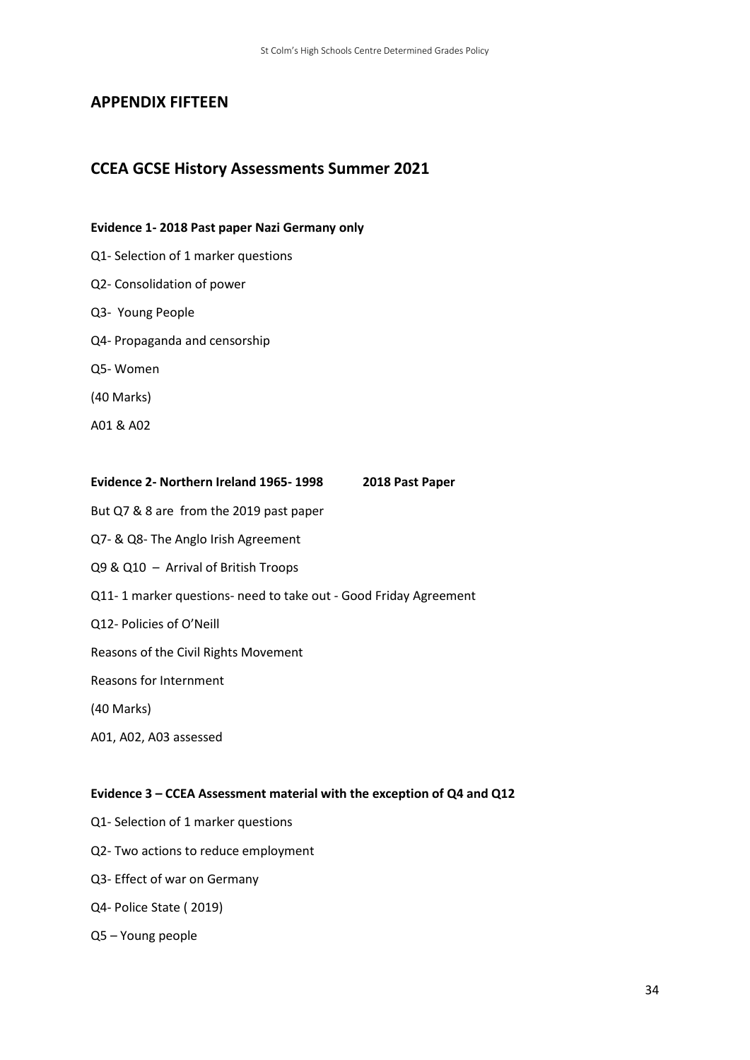## APPENDIX FIFTEEN

## CCEA GCSE History Assessments Summer 2021

**Evidence 1- 2018 Past paper Nazi Germany only**

Q1- Selection of 1 marker questions

Q2- Consolidation of power

Q3- Young People

Q4- Propaganda and censorship

Q5- Women

(40 Marks)

A01 & A02

**Evidence 2- Northern Ireland 1965- 1998 2018 Past Paper**

But Q7 & 8 are from the 2019 past paper

Q7- & Q8- The Anglo Irish Agreement

Q9 & Q10 – Arrival of British Troops

Q11- 1 marker questions- need to take out - Good Friday Agreement

Q12- Policies of O'Neill

Reasons of the Civil Rights Movement

Reasons for Internment

(40 Marks)

A01, A02, A03 assessed

**Evidence 3 – CCEA Assessment material with the exception of Q4 and Q12**

Q1- Selection of 1 marker questions

Q2- Two actions to reduce employment

Q3- Effect of war on Germany

Q4- Police State ( 2019)

Q5 – Young people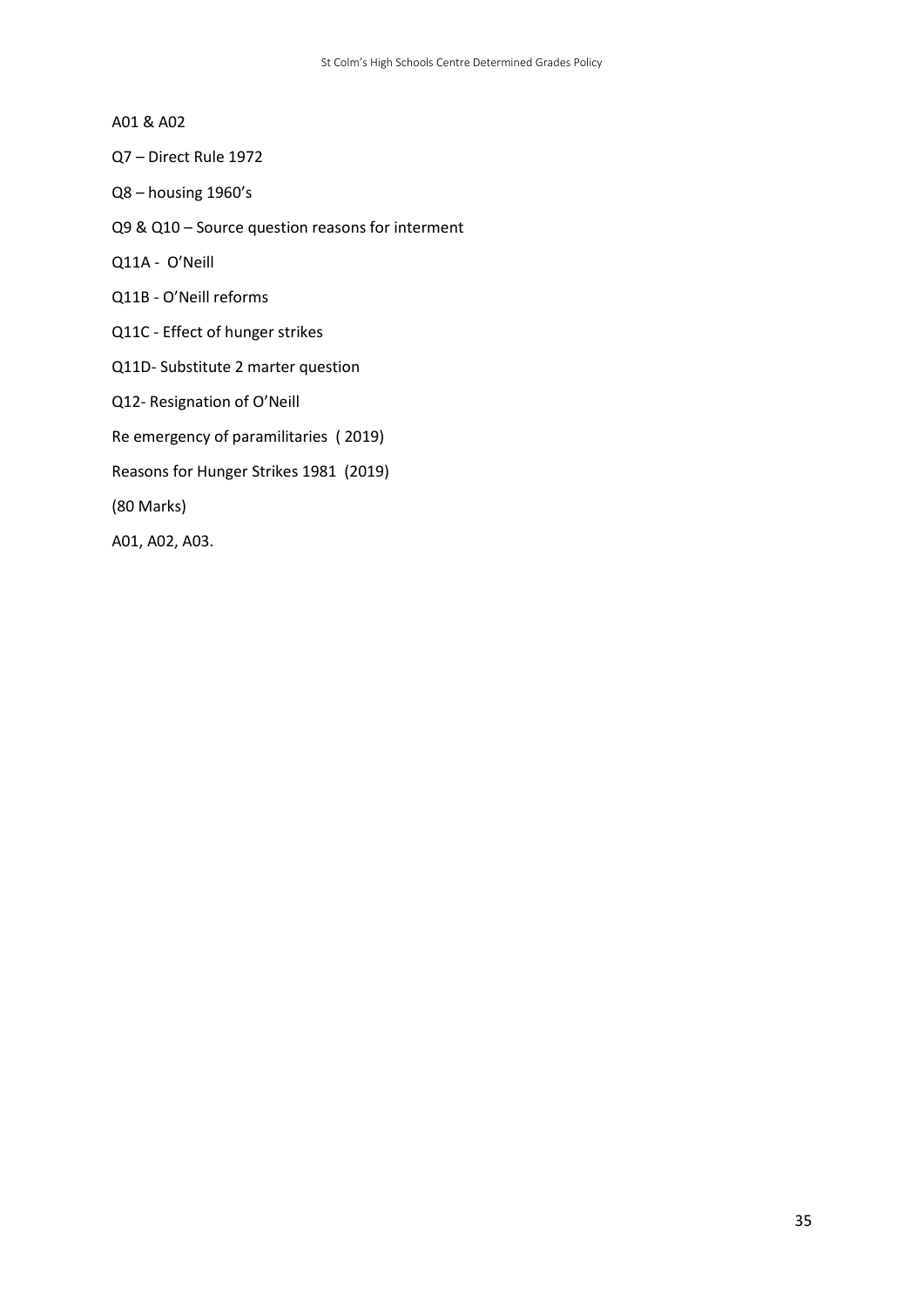A01 & A02

Q7 – Direct Rule 1972

Q8 – housing 1960's

Q9 & Q10 – Source question reasons for interment

Q11A - O'Neill

Q11B - O'Neill reforms

Q11C - Effect of hunger strikes

Q11D- Substitute 2 marter question

Q12- Resignation of O'Neill

Re emergency of paramilitaries ( 2019)

Reasons for Hunger Strikes 1981 (2019)

(80 Marks)

A01, A02, A03.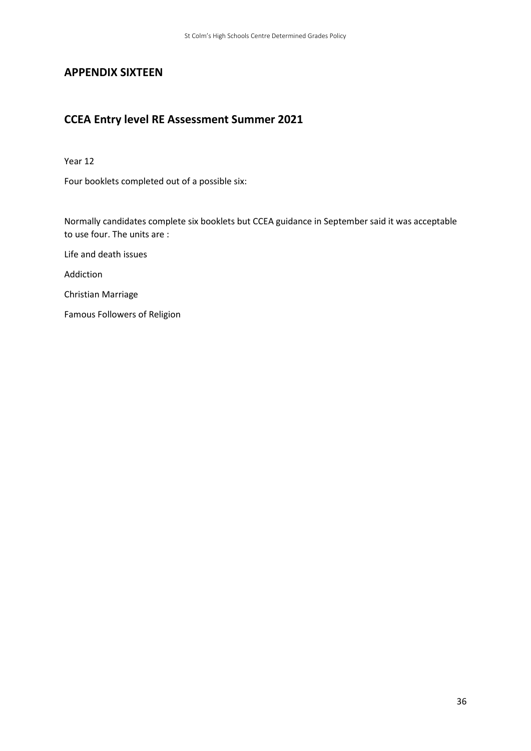## APPENDIX SIXTEEN

## CCEA Entry level RE Assessment Summer 2021

Year 12

Four booklets completed out of a possible six:

Normally candidates complete six booklets but CCEA guidance in September said it was acceptable to use four. The units are :

Life and death issues

Addiction

Christian Marriage

Famous Followers of Religion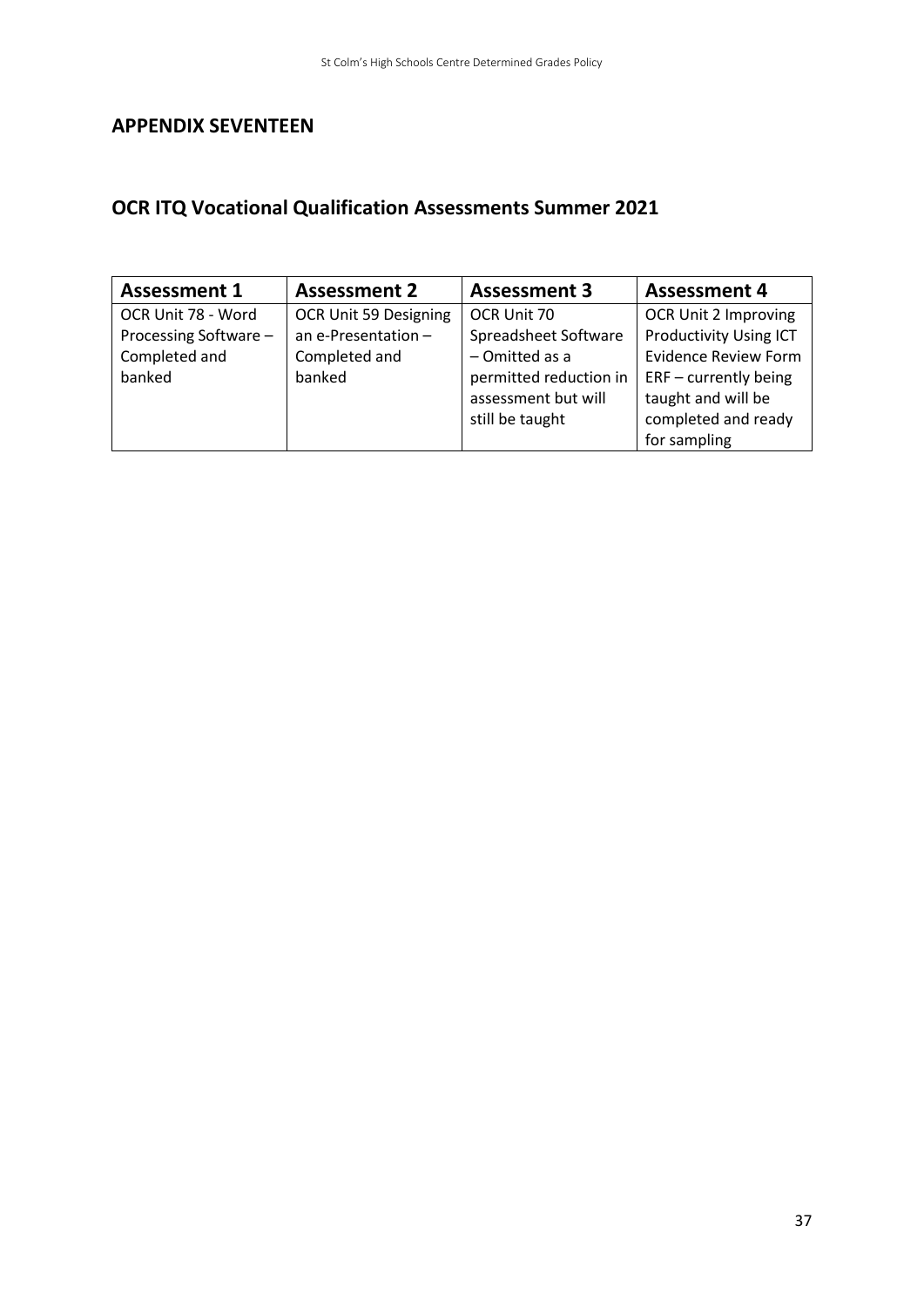## APPENDIX SEVENTEEN

## OCR ITQ Vocational Qualification Assessments Summer 2021

| Assessment 1 | Assessment 2 | Assessment 3 | Assessment 4 |
|---|---|---|---|
| OCR Unit 78 - Word Processing Software – Completed and banked | OCR Unit 59 Designing an e-Presentation – Completed and banked | OCR Unit 70 Spreadsheet Software – Omitted as a permitted reduction in assessment but will still be taught | OCR Unit 2 Improving Productivity Using ICT Evidence Review Form ERF – currently being taught and will be completed and ready for sampling |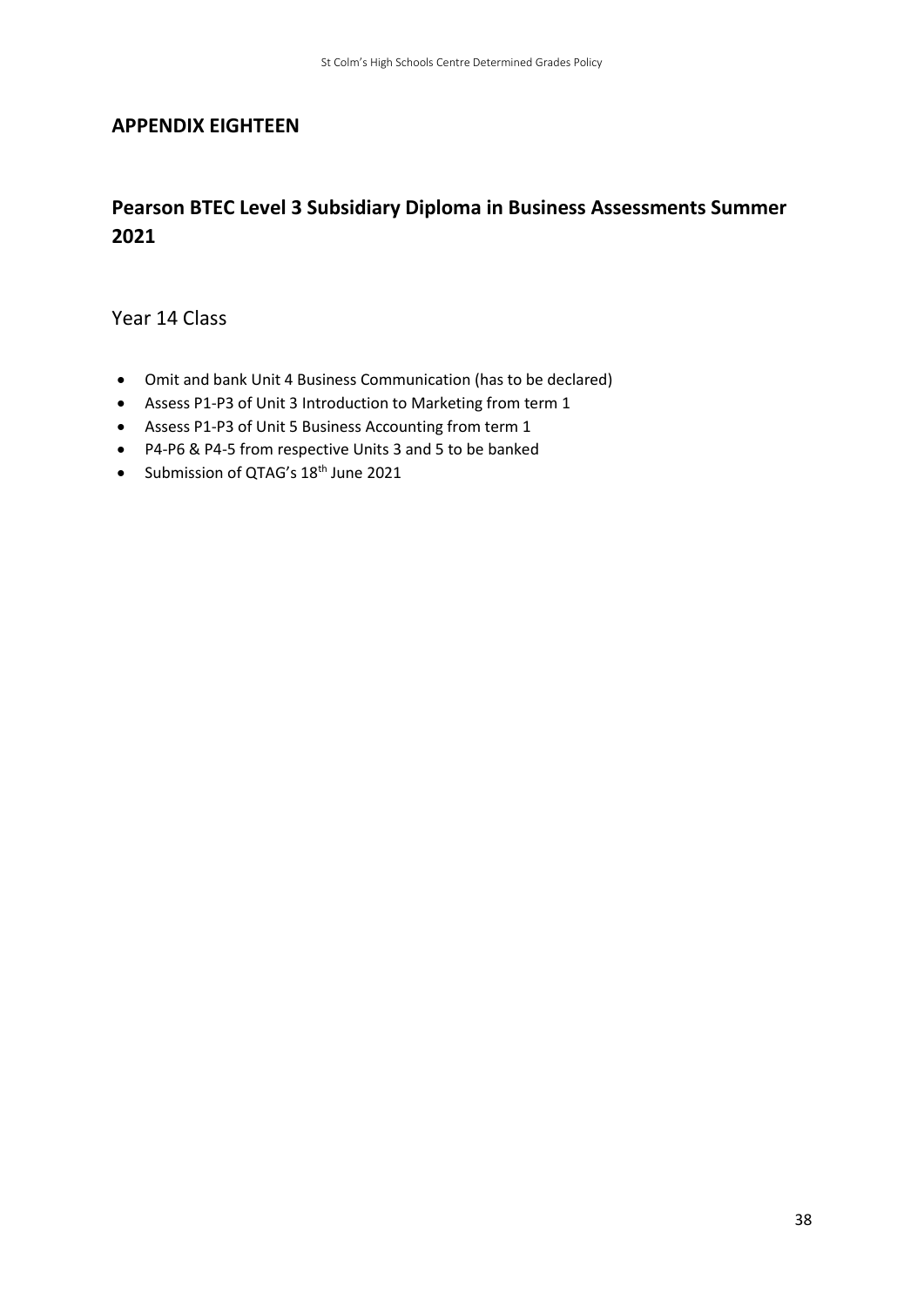## APPENDIX EIGHTEEN

## Pearson BTEC Level 3 Subsidiary Diploma in Business Assessments Summer 2021

### Year 14 Class

- Omit and bank Unit 4 Business Communication (has to be declared)
- Assess P1-P3 of Unit 3 Introduction to Marketing from term 1
- Assess P1-P3 of Unit 5 Business Accounting from term 1
- P4-P6 & P4-5 from respective Units 3 and 5 to be banked
- Submission of QTAG's 18th June 2021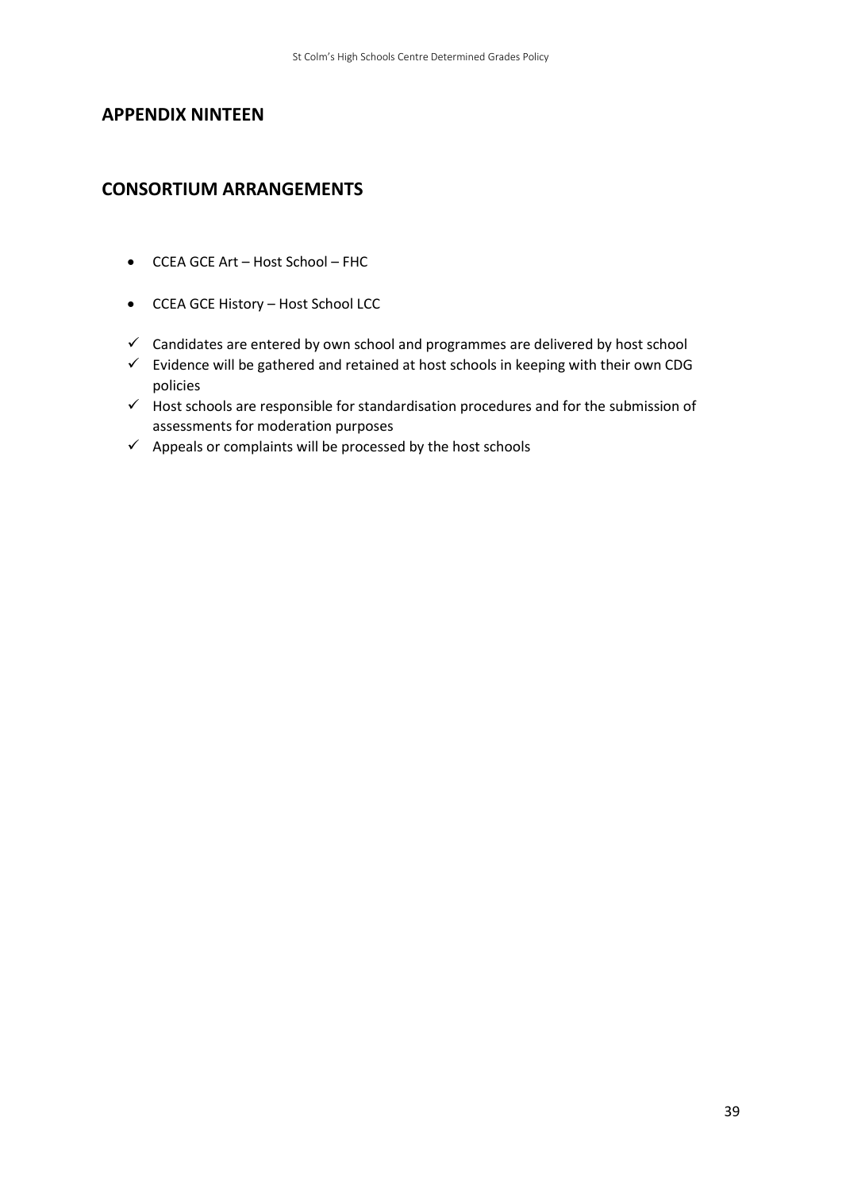## APPENDIX NINTEEN

## CONSORTIUM ARRANGEMENTS

- CCEA GCE Art – Host School – FHC
- CCEA GCE History – Host School LCC

- ✓ Candidates are entered by own school and programmes are delivered by host school
- ✓ Evidence will be gathered and retained at host schools in keeping with their own CDG policies
- ✓ Host schools are responsible for standardisation procedures and for the submission of assessments for moderation purposes
- ✓ Appeals or complaints will be processed by the host schools